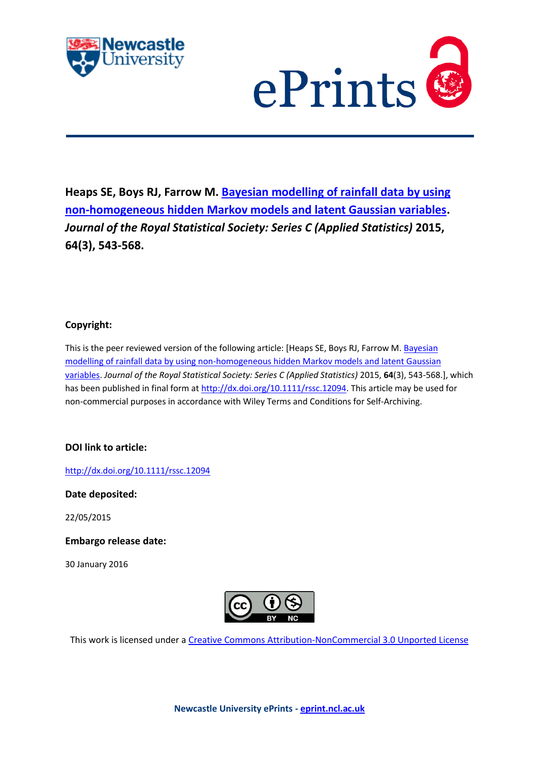**Heaps SE, Boys RJ, Farrow M. Bayesian modelling of rainfall data by using non-homogeneous hidden Markov models and latent Gaussian variables. *Journal of the Royal Statistical Society: Series C (Applied Statistics)* 2015, 64(3), 543-568.**

**Copyright:**

This is the peer reviewed version of the following article: [Heaps SE, Boys RJ, Farrow M. Bayesian modelling of rainfall data by using non-homogeneous hidden Markov models and latent Gaussian variables. *Journal of the Royal Statistical Society: Series C (Applied Statistics)* 2015, **64**(3), 543-568.], which has been published in final form at http://dx.doi.org/10.1111/rssc.12094. This article may be used for non-commercial purposes in accordance with Wiley Terms and Conditions for Self-Archiving.

**DOI link to article:**

http://dx.doi.org/10.1111/rssc.12094

**Date deposited:**

22/05/2015

**Embargo release date:**

30 January 2016

This work is licensed under a Creative Commons Attribution-NonCommercial 3.0 Unported License

**Newcastle University ePrints - eprint.ncl.ac.uk**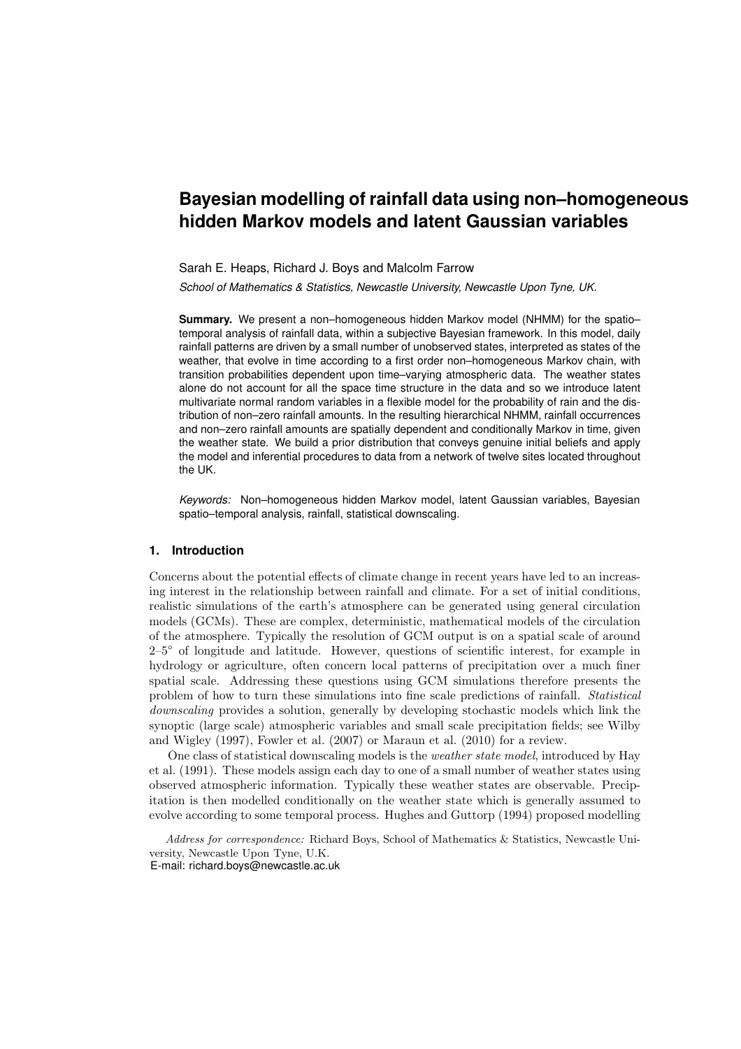# Bayesian modelling of rainfall data using non–homogeneous hidden Markov models and latent Gaussian variables

Sarah E. Heaps, Richard J. Boys and Malcolm Farrow

*School of Mathematics & Statistics, Newcastle University, Newcastle Upon Tyne, UK.*

**Summary.** We present a non–homogeneous hidden Markov model (NHMM) for the spatio–temporal analysis of rainfall data, within a subjective Bayesian framework. In this model, daily rainfall patterns are driven by a small number of unobserved states, interpreted as states of the weather, that evolve in time according to a first order non–homogeneous Markov chain, with transition probabilities dependent upon time–varying atmospheric data. The weather states alone do not account for all the space time structure in the data and so we introduce latent multivariate normal random variables in a flexible model for the probability of rain and the distribution of non–zero rainfall amounts. In the resulting hierarchical NHMM, rainfall occurrences and non–zero rainfall amounts are spatially dependent and conditionally Markov in time, given the weather state. We build a prior distribution that conveys genuine initial beliefs and apply the model and inferential procedures to data from a network of twelve sites located throughout the UK.

*Keywords:* Non–homogeneous hidden Markov model, latent Gaussian variables, Bayesian spatio–temporal analysis, rainfall, statistical downscaling.

## 1. Introduction

Concerns about the potential effects of climate change in recent years have led to an increasing interest in the relationship between rainfall and climate. For a set of initial conditions, realistic simulations of the earth's atmosphere can be generated using general circulation models (GCMs). These are complex, deterministic, mathematical models of the circulation of the atmosphere. Typically the resolution of GCM output is on a spatial scale of around 2–5° of longitude and latitude. However, questions of scientific interest, for example in hydrology or agriculture, often concern local patterns of precipitation over a much finer spatial scale. Addressing these questions using GCM simulations therefore presents the problem of how to turn these simulations into fine scale predictions of rainfall. *Statistical downscaling* provides a solution, generally by developing stochastic models which link the synoptic (large scale) atmospheric variables and small scale precipitation fields; see Wilby and Wigley (1997), Fowler et al. (2007) or Maraun et al. (2010) for a review.

One class of statistical downscaling models is the *weather state model*, introduced by Hay et al. (1991). These models assign each day to one of a small number of weather states using observed atmospheric information. Typically these weather states are observable. Precipitation is then modelled conditionally on the weather state which is generally assumed to evolve according to some temporal process. Hughes and Guttorp (1994) proposed modelling

*Address for correspondence:* Richard Boys, School of Mathematics & Statistics, Newcastle University, Newcastle Upon Tyne, U.K.
E-mail: richard.boys@newcastle.ac.uk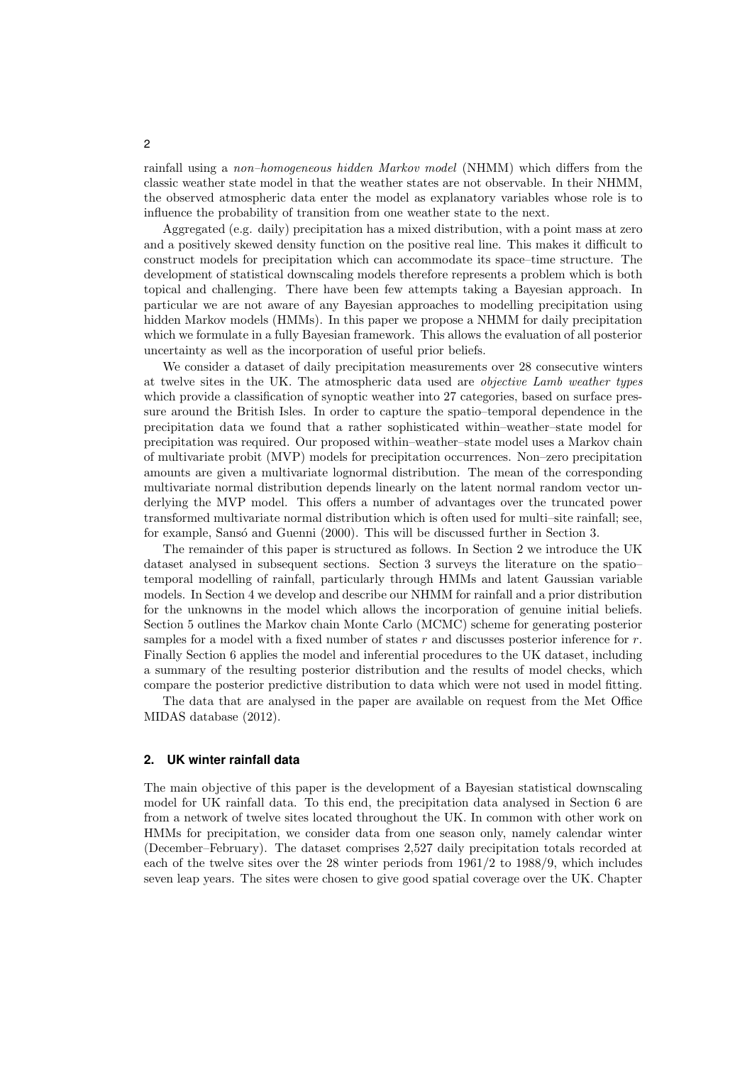rainfall using a *non–homogeneous hidden Markov model* (NHMM) which differs from the classic weather state model in that the weather states are not observable. In their NHMM, the observed atmospheric data enter the model as explanatory variables whose role is to influence the probability of transition from one weather state to the next.

Aggregated (e.g. daily) precipitation has a mixed distribution, with a point mass at zero and a positively skewed density function on the positive real line. This makes it difficult to construct models for precipitation which can accommodate its space–time structure. The development of statistical downscaling models therefore represents a problem which is both topical and challenging. There have been few attempts taking a Bayesian approach. In particular we are not aware of any Bayesian approaches to modelling precipitation using hidden Markov models (HMMs). In this paper we propose a NHMM for daily precipitation which we formulate in a fully Bayesian framework. This allows the evaluation of all posterior uncertainty as well as the incorporation of useful prior beliefs.

We consider a dataset of daily precipitation measurements over 28 consecutive winters at twelve sites in the UK. The atmospheric data used are *objective Lamb weather types* which provide a classification of synoptic weather into 27 categories, based on surface pressure around the British Isles. In order to capture the spatio–temporal dependence in the precipitation data we found that a rather sophisticated within–weather–state model for precipitation was required. Our proposed within–weather–state model uses a Markov chain of multivariate probit (MVP) models for precipitation occurrences. Non–zero precipitation amounts are given a multivariate lognormal distribution. The mean of the corresponding multivariate normal distribution depends linearly on the latent normal random vector underlying the MVP model. This offers a number of advantages over the truncated power transformed multivariate normal distribution which is often used for multi–site rainfall; see, for example, Sansó and Guenni (2000). This will be discussed further in Section 3.

The remainder of this paper is structured as follows. In Section 2 we introduce the UK dataset analysed in subsequent sections. Section 3 surveys the literature on the spatio–temporal modelling of rainfall, particularly through HMMs and latent Gaussian variable models. In Section 4 we develop and describe our NHMM for rainfall and a prior distribution for the unknowns in the model which allows the incorporation of genuine initial beliefs. Section 5 outlines the Markov chain Monte Carlo (MCMC) scheme for generating posterior samples for a model with a fixed number of states $r$ and discusses posterior inference for $r$. Finally Section 6 applies the model and inferential procedures to the UK dataset, including a summary of the resulting posterior distribution and the results of model checks, which compare the posterior predictive distribution to data which were not used in model fitting.

The data that are analysed in the paper are available on request from the Met Office MIDAS database (2012).

## 2. UK winter rainfall data

The main objective of this paper is the development of a Bayesian statistical downscaling model for UK rainfall data. To this end, the precipitation data analysed in Section 6 are from a network of twelve sites located throughout the UK. In common with other work on HMMs for precipitation, we consider data from one season only, namely calendar winter (December–February). The dataset comprises 2,527 daily precipitation totals recorded at each of the twelve sites over the 28 winter periods from 1961/2 to 1988/9, which includes seven leap years. The sites were chosen to give good spatial coverage over the UK. Chapter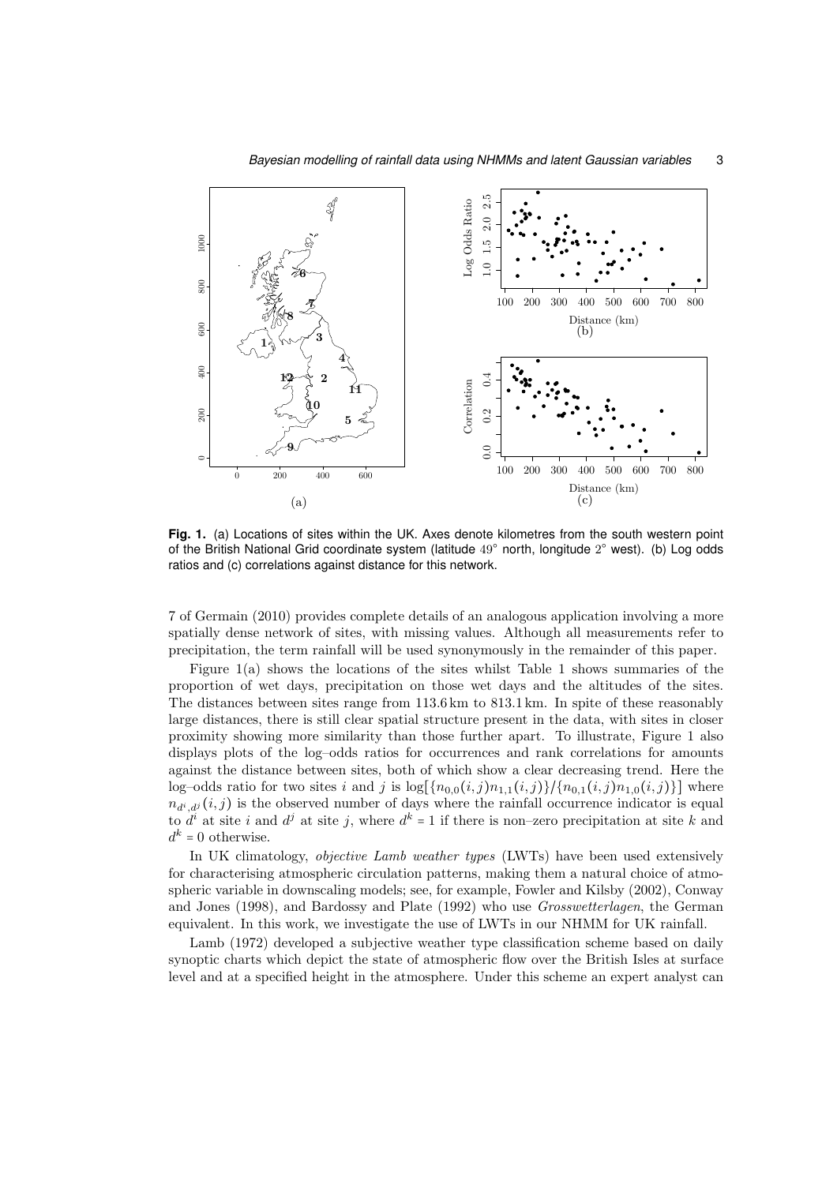**Fig. 1.** (a) Locations of sites within the UK. Axes denote kilometres from the south western point of the British National Grid coordinate system (latitude $49^\circ$ north, longitude $2^\circ$ west). (b) Log odds ratios and (c) correlations against distance for this network.

7 of Germain (2010) provides complete details of an analogous application involving a more spatially dense network of sites, with missing values. Although all measurements refer to precipitation, the term rainfall will be used synonymously in the remainder of this paper.

Figure 1(a) shows the locations of the sites whilst Table 1 shows summaries of the proportion of wet days, precipitation on those wet days and the altitudes of the sites. The distances between sites range from 113.6 km to 813.1 km. In spite of these reasonably large distances, there is still clear spatial structure present in the data, with sites in closer proximity showing more similarity than those further apart. To illustrate, Figure 1 also displays plots of the log–odds ratios for occurrences and rank correlations for amounts against the distance between sites, both of which show a clear decreasing trend. Here the log–odds ratio for two sites $i$ and $j$ is $\log[\{n_{0,0}(i,j)n_{1,1}(i,j)\}/\{n_{0,1}(i,j)n_{1,0}(i,j)\}]$ where $n_{d^i,d^j}(i,j)$ is the observed number of days where the rainfall occurrence indicator is equal to $d^i$ at site $i$ and $d^j$ at site $j$, where $d^k = 1$ if there is non–zero precipitation at site $k$ and $d^k = 0$ otherwise.

In UK climatology, *objective Lamb weather types* (LWTs) have been used extensively for characterising atmospheric circulation patterns, making them a natural choice of atmospheric variable in downscaling models; see, for example, Fowler and Kilsby (2002), Conway and Jones (1998), and Bardossy and Plate (1992) who use *Grosswetterlagen*, the German equivalent. In this work, we investigate the use of LWTs in our NHMM for UK rainfall.

Lamb (1972) developed a subjective weather type classification scheme based on daily synoptic charts which depict the state of atmospheric flow over the British Isles at surface level and at a specified height in the atmosphere. Under this scheme an expert analyst can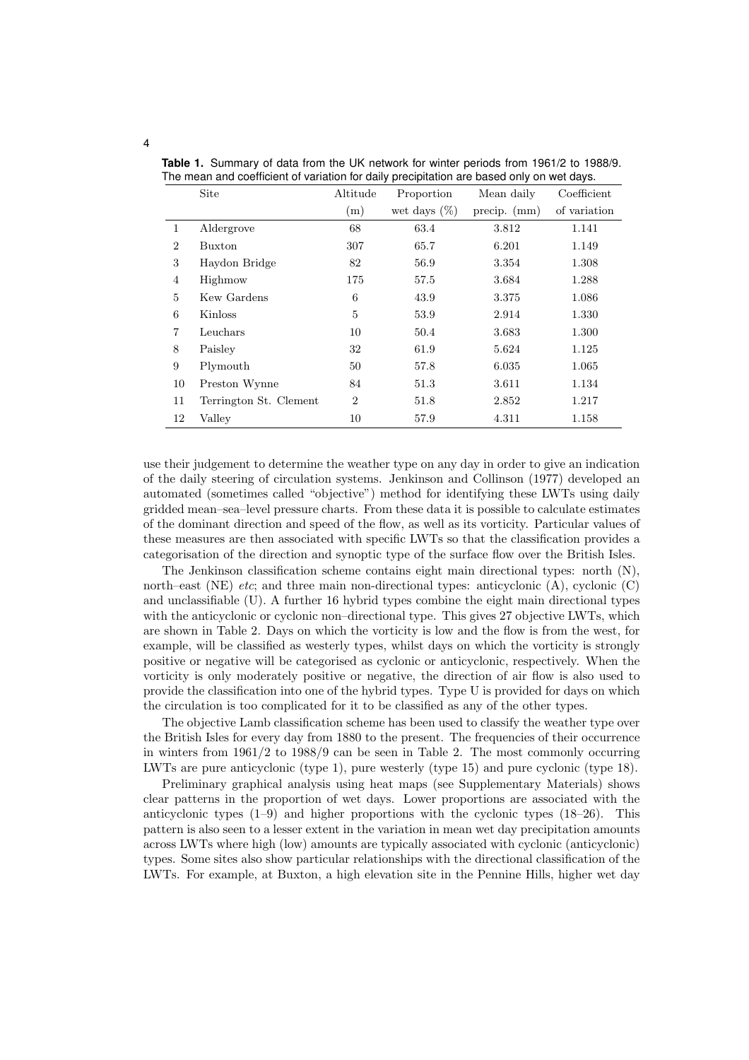**Table 1.** Summary of data from the UK network for winter periods from 1961/2 to 1988/9. The mean and coefficient of variation for daily precipitation are based only on wet days.

| | Site | Altitude (m) | Proportion wet days (%) | Mean daily precip. (mm) | Coefficient of variation |
|---|---|---|---|---|---|
| 1 | Aldergrove | 68 | 63.4 | 3.812 | 1.141 |
| 2 | Buxton | 307 | 65.7 | 6.201 | 1.149 |
| 3 | Haydon Bridge | 82 | 56.9 | 3.354 | 1.308 |
| 4 | Highmow | 175 | 57.5 | 3.684 | 1.288 |
| 5 | Kew Gardens | 6 | 43.9 | 3.375 | 1.086 |
| 6 | Kinloss | 5 | 53.9 | 2.914 | 1.330 |
| 7 | Leuchars | 10 | 50.4 | 3.683 | 1.300 |
| 8 | Paisley | 32 | 61.9 | 5.624 | 1.125 |
| 9 | Plymouth | 50 | 57.8 | 6.035 | 1.065 |
| 10 | Preston Wynne | 84 | 51.3 | 3.611 | 1.134 |
| 11 | Terrington St. Clement | 2 | 51.8 | 2.852 | 1.217 |
| 12 | Valley | 10 | 57.9 | 4.311 | 1.158 |

use their judgement to determine the weather type on any day in order to give an indication of the daily steering of circulation systems. Jenkinson and Collinson (1977) developed an automated (sometimes called "objective") method for identifying these LWTs using daily gridded mean–sea–level pressure charts. From these data it is possible to calculate estimates of the dominant direction and speed of the flow, as well as its vorticity. Particular values of these measures are then associated with specific LWTs so that the classification provides a categorisation of the direction and synoptic type of the surface flow over the British Isles.

The Jenkinson classification scheme contains eight main directional types: north (N), north–east (NE) *etc*; and three main non-directional types: anticyclonic (A), cyclonic (C) and unclassifiable (U). A further 16 hybrid types combine the eight main directional types with the anticyclonic or cyclonic non–directional type. This gives 27 objective LWTs, which are shown in Table 2. Days on which the vorticity is low and the flow is from the west, for example, will be classified as westerly types, whilst days on which the vorticity is strongly positive or negative will be categorised as cyclonic or anticyclonic, respectively. When the vorticity is only moderately positive or negative, the direction of air flow is also used to provide the classification into one of the hybrid types. Type U is provided for days on which the circulation is too complicated for it to be classified as any of the other types.

The objective Lamb classification scheme has been used to classify the weather type over the British Isles for every day from 1880 to the present. The frequencies of their occurrence in winters from 1961/2 to 1988/9 can be seen in Table 2. The most commonly occurring LWTs are pure anticyclonic (type 1), pure westerly (type 15) and pure cyclonic (type 18).

Preliminary graphical analysis using heat maps (see Supplementary Materials) shows clear patterns in the proportion of wet days. Lower proportions are associated with the anticyclonic types (1–9) and higher proportions with the cyclonic types (18–26). This pattern is also seen to a lesser extent in the variation in mean wet day precipitation amounts across LWTs where high (low) amounts are typically associated with cyclonic (anticyclonic) types. Some sites also show particular relationships with the directional classification of the LWTs. For example, at Buxton, a high elevation site in the Pennine Hills, higher wet day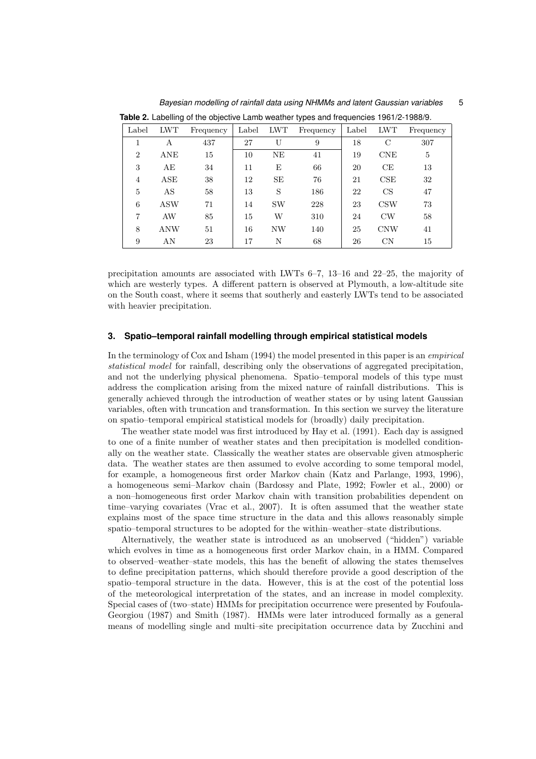**Table 2.** Labelling of the objective Lamb weather types and frequencies 1961/2-1988/9.

| Label | LWT | Frequency | Label | LWT | Frequency | Label | LWT | Frequency |
|---|---|---|---|---|---|---|---|---|
| 1 | A | 437 | 27 | U | 9 | 18 | C | 307 |
| 2 | ANE | 15 | 10 | NE | 41 | 19 | CNE | 5 |
| 3 | AE | 34 | 11 | E | 66 | 20 | CE | 13 |
| 4 | ASE | 38 | 12 | SE | 76 | 21 | CSE | 32 |
| 5 | AS | 58 | 13 | S | 186 | 22 | CS | 47 |
| 6 | ASW | 71 | 14 | SW | 228 | 23 | CSW | 73 |
| 7 | AW | 85 | 15 | W | 310 | 24 | CW | 58 |
| 8 | ANW | 51 | 16 | NW | 140 | 25 | CNW | 41 |
| 9 | AN | 23 | 17 | N | 68 | 26 | CN | 15 |

precipitation amounts are associated with LWTs 6–7, 13–16 and 22–25, the majority of which are westerly types. A different pattern is observed at Plymouth, a low-altitude site on the South coast, where it seems that southerly and easterly LWTs tend to be associated with heavier precipitation.

## 3. Spatio–temporal rainfall modelling through empirical statistical models

In the terminology of Cox and Isham (1994) the model presented in this paper is an *empirical statistical model* for rainfall, describing only the observations of aggregated precipitation, and not the underlying physical phenomena. Spatio–temporal models of this type must address the complication arising from the mixed nature of rainfall distributions. This is generally achieved through the introduction of weather states or by using latent Gaussian variables, often with truncation and transformation. In this section we survey the literature on spatio–temporal empirical statistical models for (broadly) daily precipitation.

The weather state model was first introduced by Hay et al. (1991). Each day is assigned to one of a finite number of weather states and then precipitation is modelled conditionally on the weather state. Classically the weather states are observable given atmospheric data. The weather states are then assumed to evolve according to some temporal model, for example, a homogeneous first order Markov chain (Katz and Parlange, 1993, 1996), a homogeneous semi–Markov chain (Bardossy and Plate, 1992; Fowler et al., 2000) or a non–homogeneous first order Markov chain with transition probabilities dependent on time–varying covariates (Vrac et al., 2007). It is often assumed that the weather state explains most of the space time structure in the data and this allows reasonably simple spatio–temporal structures to be adopted for the within–weather–state distributions.

Alternatively, the weather state is introduced as an unobserved ("hidden") variable which evolves in time as a homogeneous first order Markov chain, in a HMM. Compared to observed–weather–state models, this has the benefit of allowing the states themselves to define precipitation patterns, which should therefore provide a good description of the spatio–temporal structure in the data. However, this is at the cost of the potential loss of the meteorological interpretation of the states, and an increase in model complexity. Special cases of (two–state) HMMs for precipitation occurrence were presented by Foufoula-Georgiou (1987) and Smith (1987). HMMs were later introduced formally as a general means of modelling single and multi–site precipitation occurrence data by Zucchini and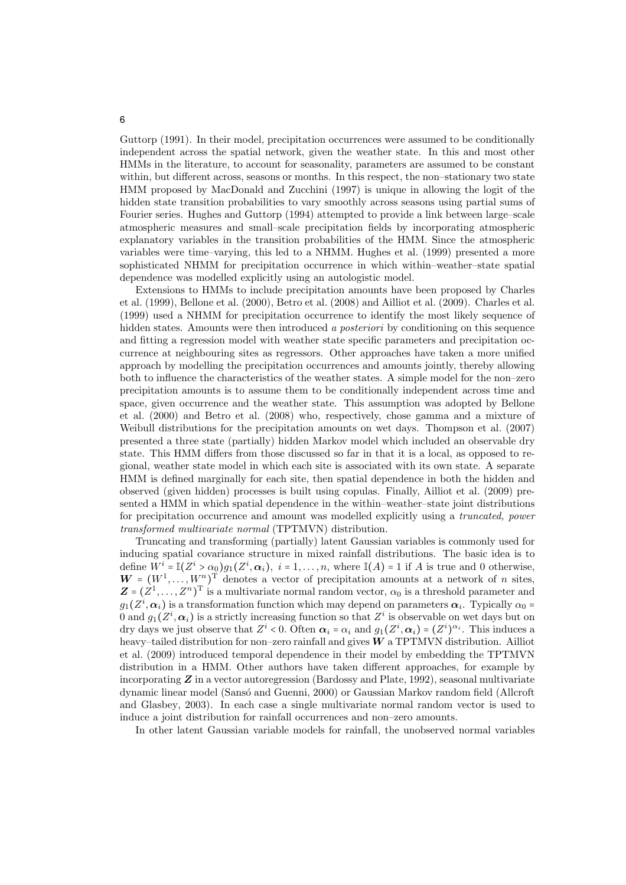Guttorp (1991). In their model, precipitation occurrences were assumed to be conditionally independent across the spatial network, given the weather state. In this and most other HMMs in the literature, to account for seasonality, parameters are assumed to be constant within, but different across, seasons or months. In this respect, the non–stationary two state HMM proposed by MacDonald and Zucchini (1997) is unique in allowing the logit of the hidden state transition probabilities to vary smoothly across seasons using partial sums of Fourier series. Hughes and Guttorp (1994) attempted to provide a link between large–scale atmospheric measures and small–scale precipitation fields by incorporating atmospheric explanatory variables in the transition probabilities of the HMM. Since the atmospheric variables were time–varying, this led to a NHMM. Hughes et al. (1999) presented a more sophisticated NHMM for precipitation occurrence in which within–weather–state spatial dependence was modelled explicitly using an autologistic model.

Extensions to HMMs to include precipitation amounts have been proposed by Charles et al. (1999), Bellone et al. (2000), Betro et al. (2008) and Ailliot et al. (2009). Charles et al. (1999) used a NHMM for precipitation occurrence to identify the most likely sequence of hidden states. Amounts were then introduced *a posteriori* by conditioning on this sequence and fitting a regression model with weather state specific parameters and precipitation occurrence at neighbouring sites as regressors. Other approaches have taken a more unified approach by modelling the precipitation occurrences and amounts jointly, thereby allowing both to influence the characteristics of the weather states. A simple model for the non–zero precipitation amounts is to assume them to be conditionally independent across time and space, given occurrence and the weather state. This assumption was adopted by Bellone et al. (2000) and Betro et al. (2008) who, respectively, chose gamma and a mixture of Weibull distributions for the precipitation amounts on wet days. Thompson et al. (2007) presented a three state (partially) hidden Markov model which included an observable dry state. This HMM differs from those discussed so far in that it is a local, as opposed to regional, weather state model in which each site is associated with its own state. A separate HMM is defined marginally for each site, then spatial dependence in both the hidden and observed (given hidden) processes is built using copulas. Finally, Ailliot et al. (2009) presented a HMM in which spatial dependence in the within–weather–state joint distributions for precipitation occurrence and amount was modelled explicitly using a *truncated, power transformed multivariate normal* (TPTMVN) distribution.

Truncating and transforming (partially) latent Gaussian variables is commonly used for inducing spatial covariance structure in mixed rainfall distributions. The basic idea is to define $W^i = \mathbb{I}(Z^i > \alpha_0) g_1(Z^i, \boldsymbol{\alpha}_i),\ i = 1, \ldots, n$, where $\mathbb{I}(A) = 1$ if $A$ is true and 0 otherwise, $\boldsymbol{W} = (W^1, \ldots, W^n)^{\mathrm{T}}$ denotes a vector of precipitation amounts at a network of $n$ sites, $\boldsymbol{Z} = (Z^1, \ldots, Z^n)^{\mathrm{T}}$ is a multivariate normal random vector, $\alpha_0$ is a threshold parameter and $g_1(Z^i, \boldsymbol{\alpha}_i)$ is a transformation function which may depend on parameters $\boldsymbol{\alpha}_i$. Typically $\alpha_0 = 0$ and $g_1(Z^i, \boldsymbol{\alpha}_i)$ is a strictly increasing function so that $Z^i$ is observable on wet days but on dry days we just observe that $Z^i < 0$. Often $\boldsymbol{\alpha}_i = \alpha_i$ and $g_1(Z^i, \boldsymbol{\alpha}_i) = (Z^i)^{\alpha_i}$. This induces a heavy–tailed distribution for non–zero rainfall and gives $\boldsymbol{W}$ a TPTMVN distribution. Ailliot et al. (2009) introduced temporal dependence in their model by embedding the TPTMVN distribution in a HMM. Other authors have taken different approaches, for example by incorporating $\boldsymbol{Z}$ in a vector autoregression (Bardossy and Plate, 1992), seasonal multivariate dynamic linear model (Sansó and Guenni, 2000) or Gaussian Markov random field (Allcroft and Glasbey, 2003). In each case a single multivariate normal random vector is used to induce a joint distribution for rainfall occurrences and non–zero amounts.

In other latent Gaussian variable models for rainfall, the unobserved normal variables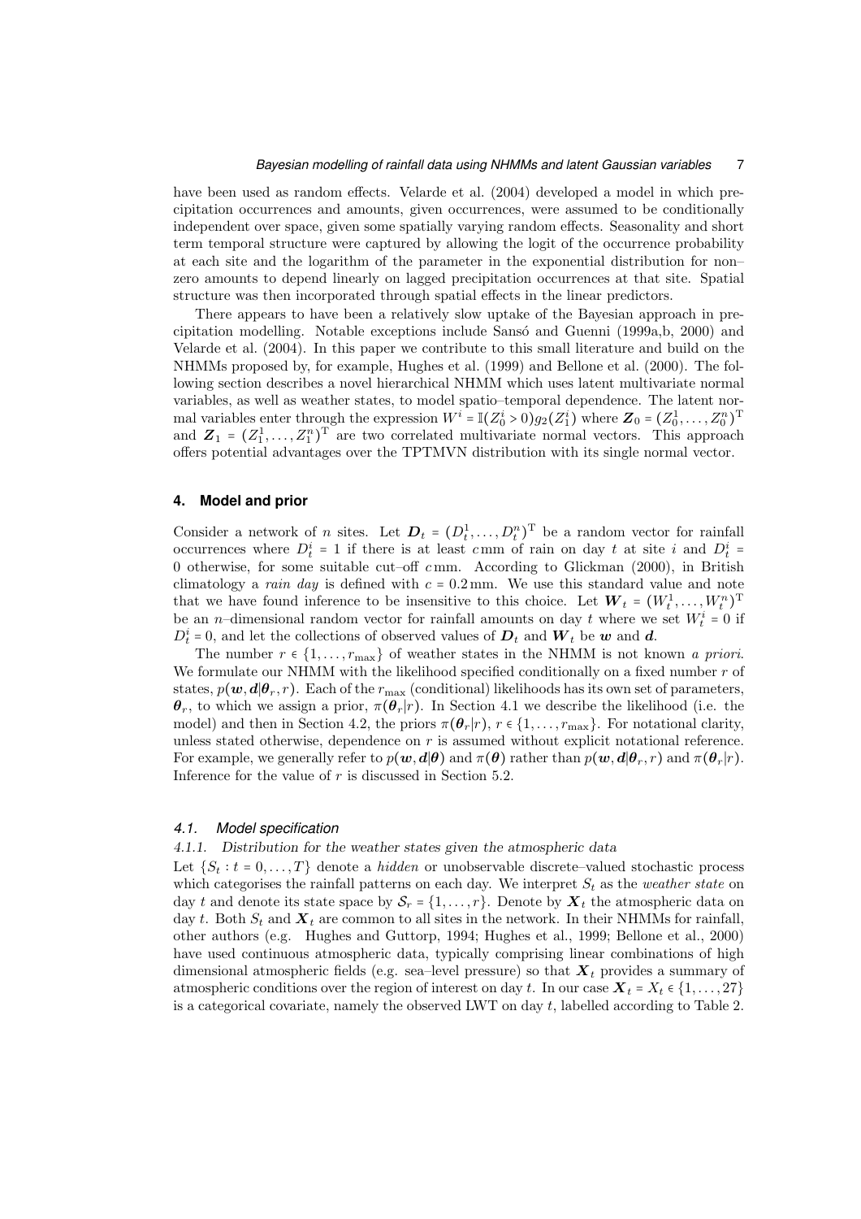have been used as random effects. Velarde et al. (2004) developed a model in which precipitation occurrences and amounts, given occurrences, were assumed to be conditionally independent over space, given some spatially varying random effects. Seasonality and short term temporal structure were captured by allowing the logit of the occurrence probability at each site and the logarithm of the parameter in the exponential distribution for non–zero amounts to depend linearly on lagged precipitation occurrences at that site. Spatial structure was then incorporated through spatial effects in the linear predictors.

There appears to have been a relatively slow uptake of the Bayesian approach in precipitation modelling. Notable exceptions include Sansó and Guenni (1999a,b, 2000) and Velarde et al. (2004). In this paper we contribute to this small literature and build on the NHMMs proposed by, for example, Hughes et al. (1999) and Bellone et al. (2000). The following section describes a novel hierarchical NHMM which uses latent multivariate normal variables, as well as weather states, to model spatio–temporal dependence. The latent normal variables enter through the expression $W^i = \mathbb{I}(Z_0^i > 0) g_2(Z_1^i)$ where $\boldsymbol{Z}_0 = (Z_0^1, \ldots, Z_0^n)^{\mathrm{T}}$ and $\boldsymbol{Z}_1 = (Z_1^1, \ldots, Z_1^n)^{\mathrm{T}}$ are two correlated multivariate normal vectors. This approach offers potential advantages over the TPTMVN distribution with its single normal vector.

## 4. Model and prior

Consider a network of $n$ sites. Let $\boldsymbol{D}_t = (D_t^1, \ldots, D_t^n)^{\mathrm{T}}$ be a random vector for rainfall occurrences where $D_t^i = 1$ if there is at least $c$ mm of rain on day $t$ at site $i$ and $D_t^i = 0$ otherwise, for some suitable cut–off $c$ mm. According to Glickman (2000), in British climatology a *rain day* is defined with $c = 0.2$ mm. We use this standard value and note that we have found inference to be insensitive to this choice. Let $\boldsymbol{W}_t = (W_t^1, \ldots, W_t^n)^{\mathrm{T}}$ be an $n$–dimensional random vector for rainfall amounts on day $t$ where we set $W_t^i = 0$ if $D_t^i = 0$, and let the collections of observed values of $\boldsymbol{D}_t$ and $\boldsymbol{W}_t$ be $\boldsymbol{w}$ and $\boldsymbol{d}$.

The number $r \in \{1, \ldots, r_{\max}\}$ of weather states in the NHMM is not known *a priori*. We formulate our NHMM with the likelihood specified conditionally on a fixed number $r$ of states, $p(\boldsymbol{w}, \boldsymbol{d} | \boldsymbol{\theta}_r, r)$. Each of the $r_{\max}$ (conditional) likelihoods has its own set of parameters, $\boldsymbol{\theta}_r$, to which we assign a prior, $\pi(\boldsymbol{\theta}_r | r)$. In Section 4.1 we describe the likelihood (i.e. the model) and then in Section 4.2, the priors $\pi(\boldsymbol{\theta}_r | r)$, $r \in \{1, \ldots, r_{\max}\}$. For notational clarity, unless stated otherwise, dependence on $r$ is assumed without explicit notational reference. For example, we generally refer to $p(\boldsymbol{w}, \boldsymbol{d} | \boldsymbol{\theta})$ and $\pi(\boldsymbol{\theta})$ rather than $p(\boldsymbol{w}, \boldsymbol{d} | \boldsymbol{\theta}_r, r)$ and $\pi(\boldsymbol{\theta}_r | r)$. Inference for the value of $r$ is discussed in Section 5.2.

### 4.1. Model specification

#### 4.1.1. Distribution for the weather states given the atmospheric data

Let $\{S_t : t = 0, \ldots, T\}$ denote a *hidden* or unobservable discrete–valued stochastic process which categorises the rainfall patterns on each day. We interpret $S_t$ as the *weather state* on day $t$ and denote its state space by $\mathcal{S}_r = \{1, \ldots, r\}$. Denote by $\boldsymbol{X}_t$ the atmospheric data on day $t$. Both $S_t$ and $\boldsymbol{X}_t$ are common to all sites in the network. In their NHMMs for rainfall, other authors (e.g. Hughes and Guttorp, 1994; Hughes et al., 1999; Bellone et al., 2000) have used continuous atmospheric data, typically comprising linear combinations of high dimensional atmospheric fields (e.g. sea–level pressure) so that $\boldsymbol{X}_t$ provides a summary of atmospheric conditions over the region of interest on day $t$. In our case $\boldsymbol{X}_t = X_t \in \{1, \ldots, 27\}$ is a categorical covariate, namely the observed LWT on day $t$, labelled according to Table 2.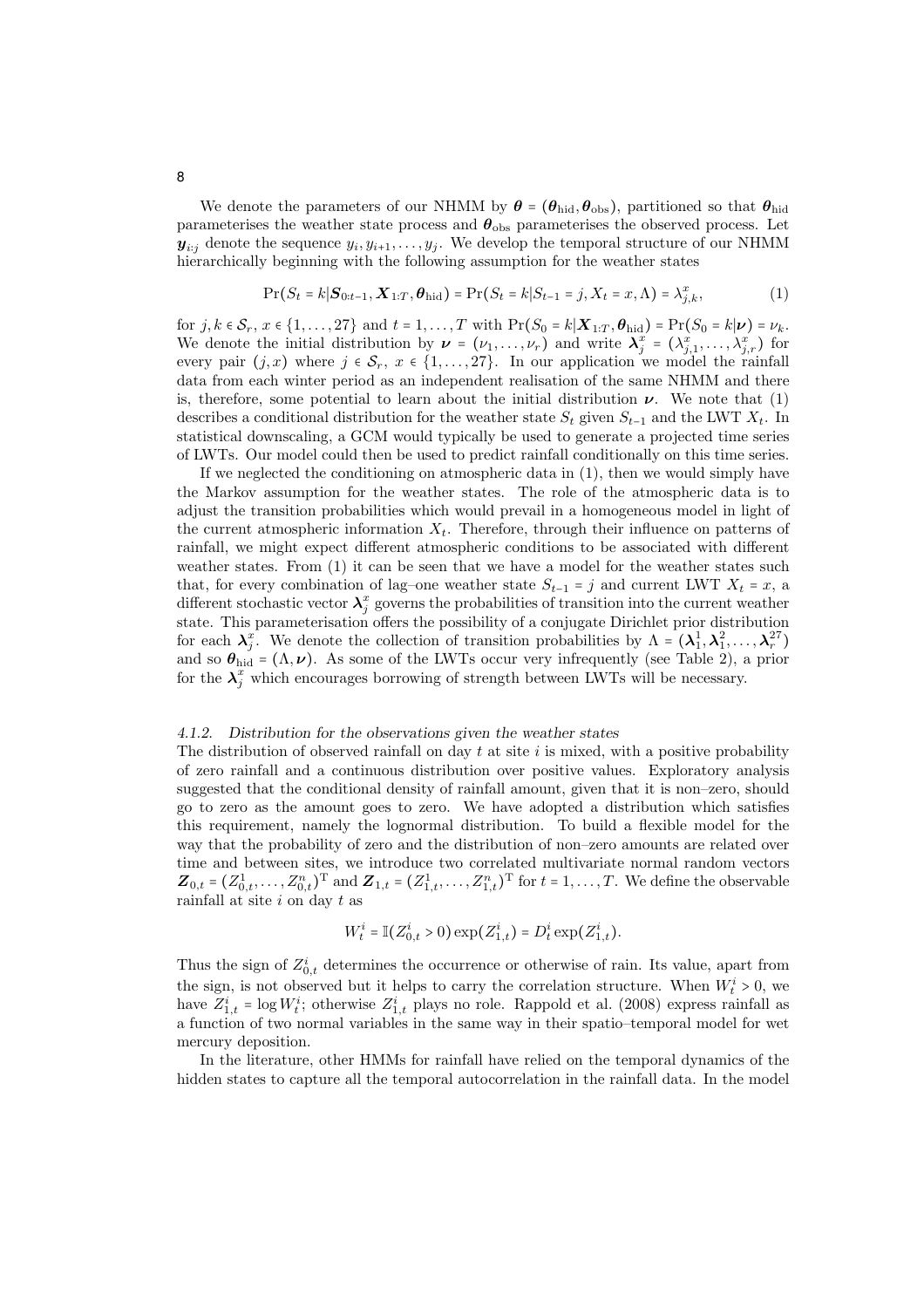We denote the parameters of our NHMM by $\boldsymbol{\theta} = (\boldsymbol{\theta}_{\text{hid}}, \boldsymbol{\theta}_{\text{obs}})$, partitioned so that $\boldsymbol{\theta}_{\text{hid}}$ parameterises the weather state process and $\boldsymbol{\theta}_{\text{obs}}$ parameterises the observed process. Let $\boldsymbol{y}_{i:j}$ denote the sequence $y_i, y_{i+1}, \ldots, y_j$. We develop the temporal structure of our NHMM hierarchically beginning with the following assumption for the weather states

$$\Pr(S_t = k | \boldsymbol{S}_{0:t-1}, \boldsymbol{X}_{1:T}, \boldsymbol{\theta}_{\text{hid}}) = \Pr(S_t = k | S_{t-1} = j, X_t = x, \Lambda) = \lambda_{j,k}^{x}, \tag{1}$$

for $j, k \in \mathcal{S}_r$, $x \in \{1, \ldots, 27\}$ and $t = 1, \ldots, T$ with $\Pr(S_0 = k | \boldsymbol{X}_{1:T}, \boldsymbol{\theta}_{\text{hid}}) = \Pr(S_0 = k | \boldsymbol{\nu}) = \nu_k$. We denote the initial distribution by $\boldsymbol{\nu} = (\nu_1, \ldots, \nu_r)$ and write $\boldsymbol{\lambda}_j^x = (\lambda_{j,1}^x, \ldots, \lambda_{j,r}^x)$ for every pair $(j, x)$ where $j \in \mathcal{S}_r$, $x \in \{1, \ldots, 27\}$. In our application we model the rainfall data from each winter period as an independent realisation of the same NHMM and there is, therefore, some potential to learn about the initial distribution $\boldsymbol{\nu}$. We note that (1) describes a conditional distribution for the weather state $S_t$ given $S_{t-1}$ and the LWT $X_t$. In statistical downscaling, a GCM would typically be used to generate a projected time series of LWTs. Our model could then be used to predict rainfall conditionally on this time series.

If we neglected the conditioning on atmospheric data in (1), then we would simply have the Markov assumption for the weather states. The role of the atmospheric data is to adjust the transition probabilities which would prevail in a homogeneous model in light of the current atmospheric information $X_t$. Therefore, through their influence on patterns of rainfall, we might expect different atmospheric conditions to be associated with different weather states. From (1) it can be seen that we have a model for the weather states such that, for every combination of lag–one weather state $S_{t-1} = j$ and current LWT $X_t = x$, a different stochastic vector $\boldsymbol{\lambda}_j^x$ governs the probabilities of transition into the current weather state. This parameterisation offers the possibility of a conjugate Dirichlet prior distribution for each $\boldsymbol{\lambda}_j^x$. We denote the collection of transition probabilities by $\Lambda = (\boldsymbol{\lambda}_1^1, \boldsymbol{\lambda}_1^2, \ldots, \boldsymbol{\lambda}_r^{27})$ and so $\boldsymbol{\theta}_{\text{hid}} = (\Lambda, \boldsymbol{\nu})$. As some of the LWTs occur very infrequently (see Table 2), a prior for the $\boldsymbol{\lambda}_j^x$ which encourages borrowing of strength between LWTs will be necessary.

#### 4.1.2. *Distribution for the observations given the weather states*

The distribution of observed rainfall on day $t$ at site $i$ is mixed, with a positive probability of zero rainfall and a continuous distribution over positive values. Exploratory analysis suggested that the conditional density of rainfall amount, given that it is non–zero, should go to zero as the amount goes to zero. We have adopted a distribution which satisfies this requirement, namely the lognormal distribution. To build a flexible model for the way that the probability of zero and the distribution of non–zero amounts are related over time and between sites, we introduce two correlated multivariate normal random vectors $\boldsymbol{Z}_{0,t} = (Z_{0,t}^1, \ldots, Z_{0,t}^n)^{\mathrm{T}}$ and $\boldsymbol{Z}_{1,t} = (Z_{1,t}^1, \ldots, Z_{1,t}^n)^{\mathrm{T}}$ for $t = 1, \ldots, T$. We define the observable rainfall at site $i$ on day $t$ as

$$W_t^i = \mathbb{I}(Z_{0,t}^i > 0) \exp(Z_{1,t}^i) = D_t^i \exp(Z_{1,t}^i).$$

Thus the sign of $Z_{0,t}^i$ determines the occurrence or otherwise of rain. Its value, apart from the sign, is not observed but it helps to carry the correlation structure. When $W_t^i > 0$, we have $Z_{1,t}^i = \log W_t^i$; otherwise $Z_{1,t}^i$ plays no role. Rappold et al. (2008) express rainfall as a function of two normal variables in the same way in their spatio–temporal model for wet mercury deposition.

In the literature, other HMMs for rainfall have relied on the temporal dynamics of the hidden states to capture all the temporal autocorrelation in the rainfall data. In the model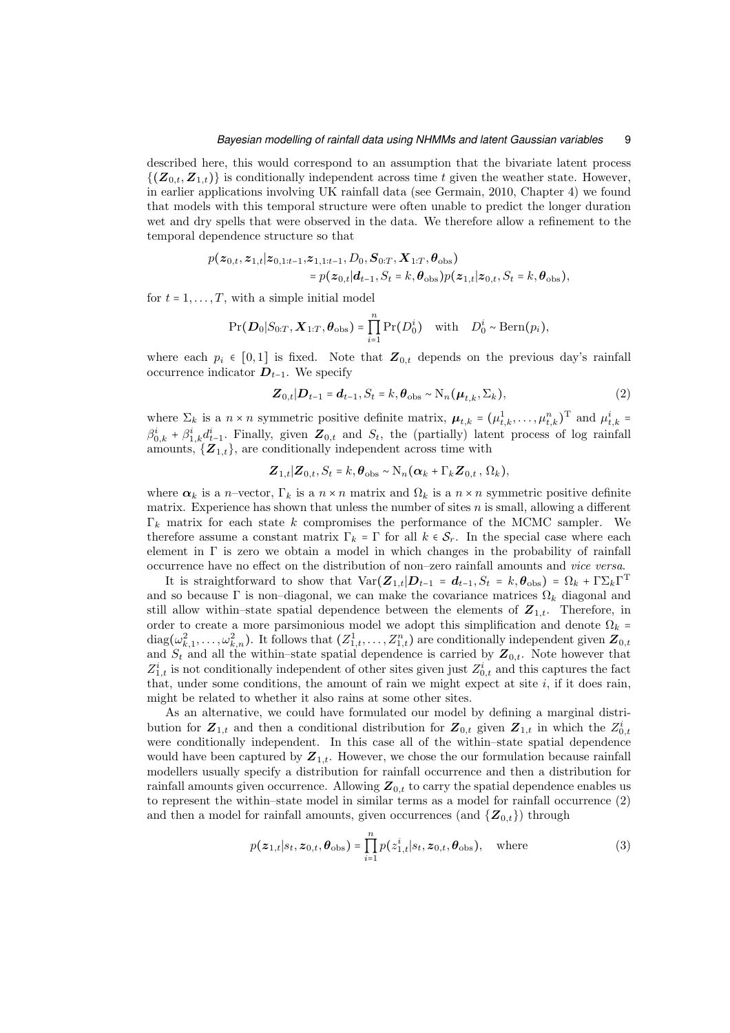described here, this would correspond to an assumption that the bivariate latent process $\{(\boldsymbol{Z}_{0,t}, \boldsymbol{Z}_{1,t})\}$ is conditionally independent across time $t$ given the weather state. However, in earlier applications involving UK rainfall data (see Germain, 2010, Chapter 4) we found that models with this temporal structure were often unable to predict the longer duration wet and dry spells that were observed in the data. We therefore allow a refinement to the temporal dependence structure so that

$$
\begin{aligned}
p(\boldsymbol{z}_{0,t}, \boldsymbol{z}_{1,t} | \boldsymbol{z}_{0,1:t-1}, \boldsymbol{z}_{1,1:t-1}, D_0, \boldsymbol{S}_{0:T}, \boldsymbol{X}_{1:T}, \boldsymbol{\theta}_{\text{obs}}) \\
= p(\boldsymbol{z}_{0,t} | \boldsymbol{d}_{t-1}, S_t = k, \boldsymbol{\theta}_{\text{obs}}) p(\boldsymbol{z}_{1,t} | \boldsymbol{z}_{0,t}, S_t = k, \boldsymbol{\theta}_{\text{obs}}),
\end{aligned}
$$

for $t = 1, \ldots, T$, with a simple initial model

$$
\Pr(\boldsymbol{D}_0 | S_{0:T}, \boldsymbol{X}_{1:T}, \boldsymbol{\theta}_{\text{obs}}) = \prod_{i=1}^{n} \Pr(D_0^i) \quad \text{with} \quad D_0^i \sim \text{Bern}(p_i),
$$

where each $p_i \in [0,1]$ is fixed. Note that $\boldsymbol{Z}_{0,t}$ depends on the previous day's rainfall occurrence indicator $\boldsymbol{D}_{t-1}$. We specify

$$
\boldsymbol{Z}_{0,t} | \boldsymbol{D}_{t-1} = \boldsymbol{d}_{t-1}, S_t = k, \boldsymbol{\theta}_{\text{obs}} \sim \text{N}_n(\boldsymbol{\mu}_{t,k}, \Sigma_k), \tag{2}
$$

where $\Sigma_k$ is a $n \times n$ symmetric positive definite matrix, $\boldsymbol{\mu}_{t,k} = (\mu_{t,k}^1, \ldots, \mu_{t,k}^n)^{\text{T}}$ and $\mu_{t,k}^i = \beta_{0,k}^i + \beta_{1,k}^i d_{t-1}^i$. Finally, given $\boldsymbol{Z}_{0,t}$ and $S_t$, the (partially) latent process of log rainfall amounts, $\{\boldsymbol{Z}_{1,t}\}$, are conditionally independent across time with

$$
\boldsymbol{Z}_{1,t} | \boldsymbol{Z}_{0,t}, S_t = k, \boldsymbol{\theta}_{\text{obs}} \sim \text{N}_n(\boldsymbol{\alpha}_k + \Gamma_k \boldsymbol{Z}_{0,t}\,,\, \Omega_k),
$$

where $\boldsymbol{\alpha}_k$ is a $n$–vector, $\Gamma_k$ is a $n \times n$ matrix and $\Omega_k$ is a $n \times n$ symmetric positive definite matrix. Experience has shown that unless the number of sites $n$ is small, allowing a different $\Gamma_k$ matrix for each state $k$ compromises the performance of the MCMC sampler. We therefore assume a constant matrix $\Gamma_k = \Gamma$ for all $k \in \mathcal{S}_r$. In the special case where each element in $\Gamma$ is zero we obtain a model in which changes in the probability of rainfall occurrence have no effect on the distribution of non–zero rainfall amounts and *vice versa*.

It is straightforward to show that $\text{Var}(\boldsymbol{Z}_{1,t} | \boldsymbol{D}_{t-1} = \boldsymbol{d}_{t-1}, S_t = k, \boldsymbol{\theta}_{\text{obs}}) = \Omega_k + \Gamma \Sigma_k \Gamma^{\text{T}}$ and so because $\Gamma$ is non–diagonal, we can make the covariance matrices $\Omega_k$ diagonal and still allow within–state spatial dependence between the elements of $\boldsymbol{Z}_{1,t}$. Therefore, in order to create a more parsimonious model we adopt this simplification and denote $\Omega_k = \text{diag}(\omega_{k,1}^2, \ldots, \omega_{k,n}^2)$. It follows that $(Z_{1,t}^1, \ldots, Z_{1,t}^n)$ are conditionally independent given $\boldsymbol{Z}_{0,t}$ and $S_t$ and all the within–state spatial dependence is carried by $\boldsymbol{Z}_{0,t}$. Note however that $Z_{1,t}^i$ is not conditionally independent of other sites given just $Z_{0,t}^i$ and this captures the fact that, under some conditions, the amount of rain we might expect at site $i$, if it does rain, might be related to whether it also rains at some other sites.

As an alternative, we could have formulated our model by defining a marginal distribution for $\boldsymbol{Z}_{1,t}$ and then a conditional distribution for $\boldsymbol{Z}_{0,t}$ given $\boldsymbol{Z}_{1,t}$ in which the $Z_{0,t}^i$ were conditionally independent. In this case all of the within–state spatial dependence would have been captured by $\boldsymbol{Z}_{1,t}$. However, we chose the our formulation because rainfall modellers usually specify a distribution for rainfall occurrence and then a distribution for rainfall amounts given occurrence. Allowing $\boldsymbol{Z}_{0,t}$ to carry the spatial dependence enables us to represent the within–state model in similar terms as a model for rainfall occurrence (2) and then a model for rainfall amounts, given occurrences (and $\{\boldsymbol{Z}_{0,t}\}$) through

$$
p(\boldsymbol{z}_{1,t} | s_t, \boldsymbol{z}_{0,t}, \boldsymbol{\theta}_{\text{obs}}) = \prod_{i=1}^{n} p(z_{1,t}^i | s_t, \boldsymbol{z}_{0,t}, \boldsymbol{\theta}_{\text{obs}}), \quad \text{where} \tag{3}
$$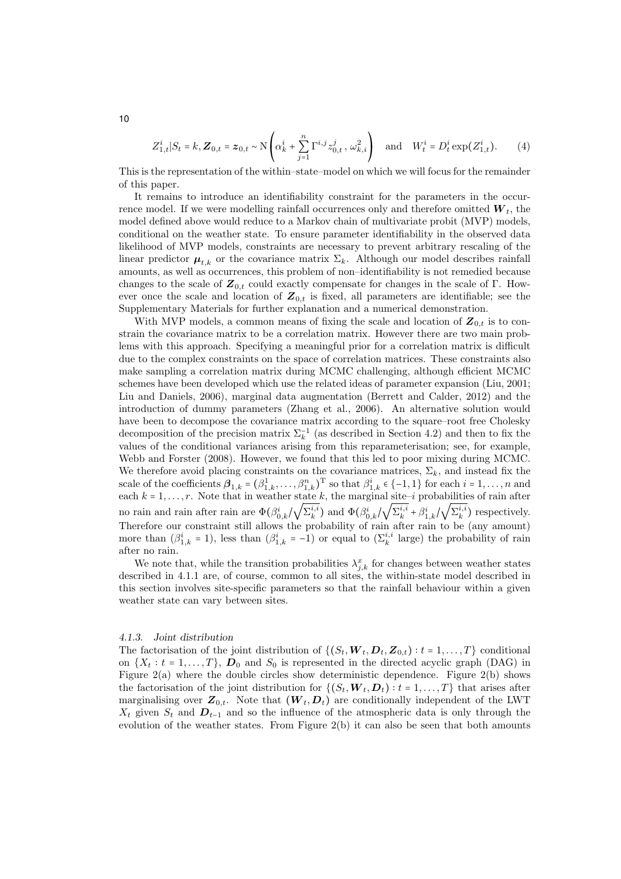$$Z_{1,t}^i | S_t = k, \boldsymbol{Z}_{0,t} = \boldsymbol{z}_{0,t} \sim \mathrm{N}\left(\alpha_k^i + \sum_{j=1}^n \Gamma^{i,j} z_{0,t}^j \,,\, \omega_{k,i}^2\right) \quad \text{and} \quad W_t^i = D_t^i \exp(Z_{1,t}^i). \tag{4}$$

This is the representation of the within–state–model on which we will focus for the remainder of this paper.

It remains to introduce an identifiability constraint for the parameters in the occurrence model. If we were modelling rainfall occurrences only and therefore omitted $\boldsymbol{W}_t$, the model defined above would reduce to a Markov chain of multivariate probit (MVP) models, conditional on the weather state. To ensure parameter identifiability in the observed data likelihood of MVP models, constraints are necessary to prevent arbitrary rescaling of the linear predictor $\boldsymbol{\mu}_{t,k}$ or the covariance matrix $\Sigma_k$. Although our model describes rainfall amounts, as well as occurrences, this problem of non–identifiability is not remedied because changes to the scale of $\boldsymbol{Z}_{0,t}$ could exactly compensate for changes in the scale of $\Gamma$. However once the scale and location of $\boldsymbol{Z}_{0,t}$ is fixed, all parameters are identifiable; see the Supplementary Materials for further explanation and a numerical demonstration.

With MVP models, a common means of fixing the scale and location of $\boldsymbol{Z}_{0,t}$ is to constrain the covariance matrix to be a correlation matrix. However there are two main problems with this approach. Specifying a meaningful prior for a correlation matrix is difficult due to the complex constraints on the space of correlation matrices. These constraints also make sampling a correlation matrix during MCMC challenging, although efficient MCMC schemes have been developed which use the related ideas of parameter expansion (Liu, 2001; Liu and Daniels, 2006), marginal data augmentation (Berrett and Calder, 2012) and the introduction of dummy parameters (Zhang et al., 2006). An alternative solution would have been to decompose the covariance matrix according to the square–root free Cholesky decomposition of the precision matrix $\Sigma_k^{-1}$ (as described in Section 4.2) and then to fix the values of the conditional variances arising from this reparameterisation; see, for example, Webb and Forster (2008). However, we found that this led to poor mixing during MCMC. We therefore avoid placing constraints on the covariance matrices, $\Sigma_k$, and instead fix the scale of the coefficients $\boldsymbol{\beta}_{1,k} = (\beta_{1,k}^1, \ldots, \beta_{1,k}^n)^{\mathrm{T}}$ so that $\beta_{1,k}^i \in \{-1, 1\}$ for each $i = 1, \ldots, n$ and each $k = 1, \ldots, r$. Note that in weather state $k$, the marginal site–$i$ probabilities of rain after no rain and rain after rain are $\Phi(\beta_{0,k}^i / \sqrt{\Sigma_k^{i,i}})$ and $\Phi(\beta_{0,k}^i / \sqrt{\Sigma_k^{i,i}} + \beta_{1,k}^i / \sqrt{\Sigma_k^{i,i}})$ respectively. Therefore our constraint still allows the probability of rain after rain to be (any amount) more than ($\beta_{1,k}^i = 1$), less than ($\beta_{1,k}^i = -1$) or equal to ($\Sigma_k^{i,i}$ large) the probability of rain after no rain.

We note that, while the transition probabilities $\lambda_{j,k}^x$ for changes between weather states described in 4.1.1 are, of course, common to all sites, the within-state model described in this section involves site-specific parameters so that the rainfall behaviour within a given weather state can vary between sites.

#### *4.1.3. Joint distribution*

The factorisation of the joint distribution of $\{(S_t, \boldsymbol{W}_t, \boldsymbol{D}_t, \boldsymbol{Z}_{0,t}) : t = 1, \ldots, T\}$ conditional on $\{X_t : t = 1, \ldots, T\}$, $\boldsymbol{D}_0$ and $S_0$ is represented in the directed acyclic graph (DAG) in Figure 2(a) where the double circles show deterministic dependence. Figure 2(b) shows the factorisation of the joint distribution for $\{(S_t, \boldsymbol{W}_t, \boldsymbol{D}_t) : t = 1, \ldots, T\}$ that arises after marginalising over $\boldsymbol{Z}_{0,t}$. Note that $(\boldsymbol{W}_t, \boldsymbol{D}_t)$ are conditionally independent of the LWT $X_t$ given $S_t$ and $\boldsymbol{D}_{t-1}$ and so the influence of the atmospheric data is only through the evolution of the weather states. From Figure 2(b) it can also be seen that both amounts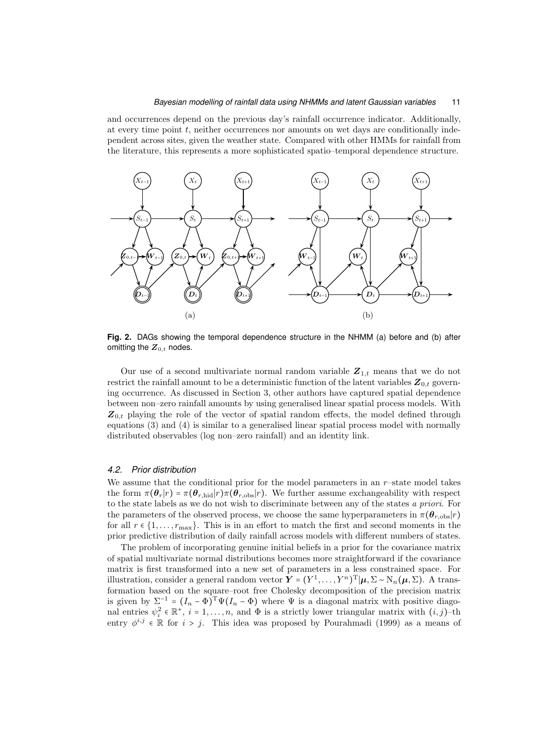and occurrences depend on the previous day's rainfall occurrence indicator. Additionally, at every time point $t$, neither occurrences nor amounts on wet days are conditionally independent across sites, given the weather state. Compared with other HMMs for rainfall from the literature, this represents a more sophisticated spatio–temporal dependence structure.

**Fig. 2.** DAGs showing the temporal dependence structure in the NHMM (a) before and (b) after omitting the $\boldsymbol{Z}_{0,t}$ nodes.

Our use of a second multivariate normal random variable $\boldsymbol{Z}_{1,t}$ means that we do not restrict the rainfall amount to be a deterministic function of the latent variables $\boldsymbol{Z}_{0,t}$ governing occurrence. As discussed in Section 3, other authors have captured spatial dependence between non–zero rainfall amounts by using generalised linear spatial process models. With $\boldsymbol{Z}_{0,t}$ playing the role of the vector of spatial random effects, the model defined through equations (3) and (4) is similar to a generalised linear spatial process model with normally distributed observables (log non–zero rainfall) and an identity link.

### *4.2. Prior distribution*

We assume that the conditional prior for the model parameters in an $r$–state model takes the form $\pi(\boldsymbol{\theta}_r|r) = \pi(\boldsymbol{\theta}_{r,\text{hid}}|r)\pi(\boldsymbol{\theta}_{r,\text{obs}}|r)$. We further assume exchangeability with respect to the state labels as we do not wish to discriminate between any of the states *a priori*. For the parameters of the observed process, we choose the same hyperparameters in $\pi(\boldsymbol{\theta}_{r,\text{obs}}|r)$ for all $r \in \{1, \ldots, r_{\max}\}$. This is in an effort to match the first and second moments in the prior predictive distribution of daily rainfall across models with different numbers of states.

The problem of incorporating genuine initial beliefs in a prior for the covariance matrix of spatial multivariate normal distributions becomes more straightforward if the covariance matrix is first transformed into a new set of parameters in a less constrained space. For illustration, consider a general random vector $\boldsymbol{Y} = (Y^1, \ldots, Y^n)^{\mathrm{T}}|\boldsymbol{\mu}, \Sigma \sim \mathrm{N}_n(\boldsymbol{\mu}, \Sigma)$. A transformation based on the square–root free Cholesky decomposition of the precision matrix is given by $\Sigma^{-1} = (I_n - \Phi)^{\mathrm{T}}\Psi(I_n - \Phi)$ where $\Psi$ is a diagonal matrix with positive diagonal entries $\psi_i^2 \in \mathbb{R}^+$, $i = 1, \ldots, n$, and $\Phi$ is a strictly lower triangular matrix with $(i, j)$–th entry $\phi^{i,j} \in \mathbb{R}$ for $i > j$. This idea was proposed by Pourahmadi (1999) as a means of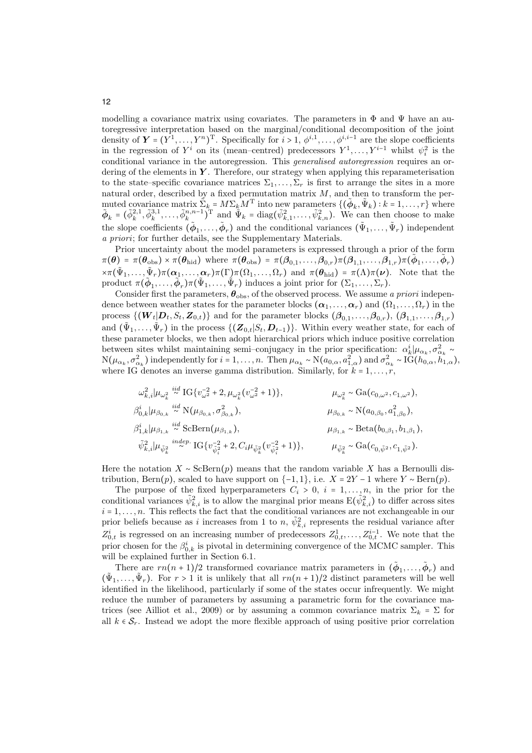modelling a covariance matrix using covariates. The parameters in $\Phi$ and $\Psi$ have an autoregressive interpretation based on the marginal/conditional decomposition of the joint density of $\boldsymbol{Y} = (Y^1, \dots, Y^n)^{\mathrm{T}}$. Specifically for $i > 1$, $\phi^{i,1}, \dots, \phi^{i,i-1}$ are the slope coefficients in the regression of $Y^i$ on its (mean–centred) predecessors $Y^1, \dots, Y^{i-1}$ whilst $\psi_i^2$ is the conditional variance in the autoregression. This *generalised autoregression* requires an ordering of the elements in $\boldsymbol{Y}$. Therefore, our strategy when applying this reparameterisation to the state–specific covariance matrices $\Sigma_1, \dots, \Sigma_r$ is first to arrange the sites in a more natural order, described by a fixed permutation matrix $M$, and then to transform the permuted covariance matrix $\tilde{\Sigma}_k = M \Sigma_k M^{\mathrm{T}}$ into new parameters $\{(\tilde{\boldsymbol{\phi}}_k, \tilde{\Psi}_k) : k = 1, \dots, r\}$ where $\tilde{\boldsymbol{\phi}}_k = (\tilde{\phi}_k^{2,1}, \tilde{\phi}_k^{3,1}, \dots, \tilde{\phi}_k^{n,n-1})^{\mathrm{T}}$ and $\tilde{\Psi}_k = \mathrm{diag}(\tilde{\psi}_{k,1}^2, \dots, \tilde{\psi}_{k,n}^2)$. We can then choose to make the slope coefficients $(\tilde{\boldsymbol{\phi}}_1, \dots, \tilde{\boldsymbol{\phi}}_r)$ and the conditional variances $(\tilde{\Psi}_1, \dots, \tilde{\Psi}_r)$ independent *a priori*; for further details, see the Supplementary Materials.

Prior uncertainty about the model parameters is expressed through a prior of the form $\pi(\boldsymbol{\theta}) = \pi(\boldsymbol{\theta}_{\mathrm{obs}}) \times \pi(\boldsymbol{\theta}_{\mathrm{hid}})$ where $\pi(\boldsymbol{\theta}_{\mathrm{obs}}) = \pi(\boldsymbol{\beta}_{0,1}, \dots, \boldsymbol{\beta}_{0,r}) \pi(\boldsymbol{\beta}_{1,1}, \dots, \boldsymbol{\beta}_{1,r}) \pi(\tilde{\boldsymbol{\phi}}_1, \dots, \tilde{\boldsymbol{\phi}}_r) \times \pi(\tilde{\Psi}_1, \dots, \tilde{\Psi}_r) \pi(\boldsymbol{\alpha}_1, \dots, \boldsymbol{\alpha}_r) \pi(\Gamma) \pi(\Omega_1, \dots, \Omega_r)$ and $\pi(\boldsymbol{\theta}_{\mathrm{hid}}) = \pi(\Lambda) \pi(\boldsymbol{\nu})$. Note that the product $\pi(\tilde{\boldsymbol{\phi}}_1, \dots, \tilde{\boldsymbol{\phi}}_r) \pi(\tilde{\Psi}_1, \dots, \tilde{\Psi}_r)$ induces a joint prior for $(\Sigma_1, \dots, \Sigma_r)$.

Consider first the parameters, $\boldsymbol{\theta}_{\mathrm{obs}}$, of the observed process. We assume *a priori* independence between weather states for the parameter blocks $(\boldsymbol{\alpha}_1, \dots, \boldsymbol{\alpha}_r)$ and $(\Omega_1, \dots, \Omega_r)$ in the process $\{(\boldsymbol{W}_t | \boldsymbol{D}_t, S_t, \boldsymbol{Z}_{0,t})\}$ and for the parameter blocks $(\boldsymbol{\beta}_{0,1}, \dots, \boldsymbol{\beta}_{0,r})$, $(\boldsymbol{\beta}_{1,1}, \dots, \boldsymbol{\beta}_{1,r})$ and $(\tilde{\Psi}_1, \dots, \tilde{\Psi}_r)$ in the process $\{(\boldsymbol{Z}_{0,t} | S_t, \boldsymbol{D}_{t-1})\}$. Within every weather state, for each of these parameter blocks, we then adopt hierarchical priors which induce positive correlation between sites whilst maintaining semi–conjugacy in the prior specification: $\alpha_k^i | \mu_{\alpha_k}, \sigma_{\alpha_k}^2 \sim \mathrm{N}(\mu_{\alpha_k}, \sigma_{\alpha_k}^2)$ independently for $i = 1, \dots, n$. Then $\mu_{\alpha_k} \sim \mathrm{N}(a_{0,\alpha}, a_{1,\alpha}^2)$ and $\sigma_{\alpha_k}^2 \sim \mathrm{IG}(h_{0,\alpha}, h_{1,\alpha})$, where IG denotes an inverse gamma distribution. Similarly, for $k = 1, \dots, r$,

$$
\begin{aligned}
\omega_{k,i}^2 | \mu_{\omega_k^2} &\overset{iid}{\sim} \mathrm{IG}\{v_{\omega^2}^{-2} + 2, \mu_{\omega_k^2}(v_{\omega^2}^{-2} + 1)\}, & \mu_{\omega_k^2} &\sim \mathrm{Ga}(c_{0,\omega^2}, c_{1,\omega^2}), \\
\beta_{0,k}^i | \mu_{\beta_{0,k}} &\overset{iid}{\sim} \mathrm{N}(\mu_{\beta_{0,k}}, \sigma_{\beta_{0,k}}^2), & \mu_{\beta_{0,k}} &\sim \mathrm{N}(a_{0,\beta_0}, a_{1,\beta_0}^2), \\
\beta_{1,k}^i | \mu_{\beta_{1,k}} &\overset{iid}{\sim} \mathrm{ScBern}(\mu_{\beta_{1,k}}), & \mu_{\beta_{1,k}} &\sim \mathrm{Beta}(b_{0,\beta_1}, b_{1,\beta_1}), \\
\tilde{\psi}_{k,i}^2 | \mu_{\tilde{\psi}_k^2} &\overset{indep.}{\sim} \mathrm{IG}\{v_{\tilde{\psi}_i^2}^{-2} + 2, C_i \mu_{\tilde{\psi}_k^2}(v_{\tilde{\psi}_i^2}^{-2} + 1)\}, & \mu_{\tilde{\psi}_k^2} &\sim \mathrm{Ga}(c_{0,\tilde{\psi}^2}, c_{1,\tilde{\psi}^2}).
\end{aligned}
$$

Here the notation $X \sim \mathrm{ScBern}(p)$ means that the random variable $X$ has a Bernoulli distribution, $\mathrm{Bern}(p)$, scaled to have support on $\{-1, 1\}$, i.e. $X = 2Y - 1$ where $Y \sim \mathrm{Bern}(p)$.

The purpose of the fixed hyperparameters $C_i > 0$, $i = 1, \dots, n$, in the prior for the conditional variances $\tilde{\psi}_{k,i}^2$ is to allow the marginal prior means $\mathrm{E}(\tilde{\psi}_{k,i}^2)$ to differ across sites $i = 1, \dots, n$. This reflects the fact that the conditional variances are not exchangeable in our prior beliefs because as $i$ increases from 1 to $n$, $\tilde{\psi}_{k,i}^2$ represents the residual variance after $Z_{0,t}^i$ is regressed on an increasing number of predecessors $Z_{0,t}^1, \dots, Z_{0,t}^{i-1}$. We note that the prior chosen for the $\beta_{0,k}^i$ is pivotal in determining convergence of the MCMC sampler. This will be explained further in Section 6.1.

There are $rn(n+1)/2$ transformed covariance matrix parameters in $(\tilde{\boldsymbol{\phi}}_1, \dots, \tilde{\boldsymbol{\phi}}_r)$ and $(\tilde{\Psi}_1, \dots, \tilde{\Psi}_r)$. For $r > 1$ it is unlikely that all $rn(n+1)/2$ distinct parameters will be well identified in the likelihood, particularly if some of the states occur infrequently. We might reduce the number of parameters by assuming a parametric form for the covariance matrices (see Ailliot et al., 2009) or by assuming a common covariance matrix $\Sigma_k = \Sigma$ for all $k \in \mathcal{S}_r$. Instead we adopt the more flexible approach of using positive prior correlation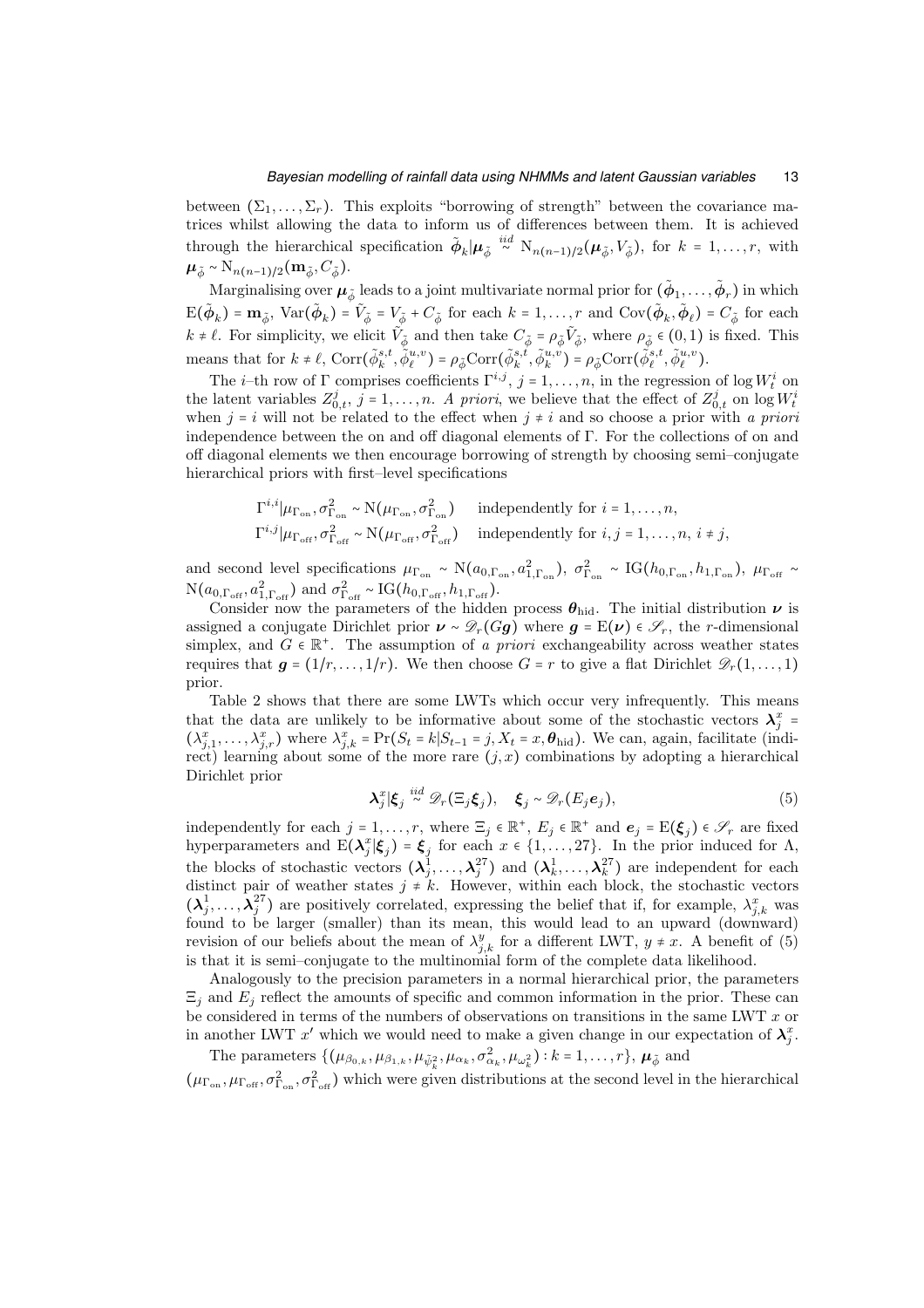between $(\Sigma_1, \ldots, \Sigma_r)$. This exploits "borrowing of strength" between the covariance matrices whilst allowing the data to inform us of differences between them. It is achieved through the hierarchical specification $\tilde{\boldsymbol{\phi}}_k | \boldsymbol{\mu}_{\tilde{\phi}} \overset{iid}{\sim} \mathrm{N}_{n(n-1)/2}(\boldsymbol{\mu}_{\tilde{\phi}}, V_{\tilde{\phi}})$, for $k = 1, \ldots, r$, with $\boldsymbol{\mu}_{\tilde{\phi}} \sim \mathrm{N}_{n(n-1)/2}(\mathbf{m}_{\tilde{\phi}}, C_{\tilde{\phi}})$.

Marginalising over $\boldsymbol{\mu}_{\tilde{\phi}}$ leads to a joint multivariate normal prior for $(\tilde{\boldsymbol{\phi}}_1, \ldots, \tilde{\boldsymbol{\phi}}_r)$ in which $\mathrm{E}(\tilde{\boldsymbol{\phi}}_k) = \mathbf{m}_{\tilde{\phi}}$, $\mathrm{Var}(\tilde{\boldsymbol{\phi}}_k) = \tilde{V}_{\tilde{\phi}} = V_{\tilde{\phi}} + C_{\tilde{\phi}}$ for each $k = 1, \ldots, r$ and $\mathrm{Cov}(\tilde{\boldsymbol{\phi}}_k, \tilde{\boldsymbol{\phi}}_\ell) = C_{\tilde{\phi}}$ for each $k \neq \ell$. For simplicity, we elicit $\tilde{V}_{\tilde{\phi}}$ and then take $C_{\tilde{\phi}} = \rho_{\tilde{\phi}} \tilde{V}_{\tilde{\phi}}$, where $\rho_{\tilde{\phi}} \in (0, 1)$ is fixed. This means that for $k \neq \ell$, $\mathrm{Corr}(\tilde{\phi}_k^{s,t}, \tilde{\phi}_\ell^{u,v}) = \rho_{\tilde{\phi}} \mathrm{Corr}(\tilde{\phi}_k^{s,t}, \tilde{\phi}_k^{u,v}) = \rho_{\tilde{\phi}} \mathrm{Corr}(\tilde{\phi}_\ell^{s,t}, \tilde{\phi}_\ell^{u,v})$.

The $i$–th row of $\Gamma$ comprises coefficients $\Gamma^{i,j}$, $j = 1, \ldots, n$, in the regression of $\log W_t^i$ on the latent variables $Z_{0,t}^j$, $j = 1, \ldots, n$. *A priori*, we believe that the effect of $Z_{0,t}^j$ on $\log W_t^i$ when $j = i$ will not be related to the effect when $j \neq i$ and so choose a prior with *a priori* independence between the on and off diagonal elements of $\Gamma$. For the collections of on and off diagonal elements we then encourage borrowing of strength by choosing semi–conjugate hierarchical priors with first–level specifications

$$
\begin{aligned}
\Gamma^{i,i} | \mu_{\Gamma_{\text{on}}}, \sigma^2_{\Gamma_{\text{on}}} &\sim \mathrm{N}(\mu_{\Gamma_{\text{on}}}, \sigma^2_{\Gamma_{\text{on}}}) \quad \text{independently for } i = 1, \ldots, n, \\
\Gamma^{i,j} | \mu_{\Gamma_{\text{off}}}, \sigma^2_{\Gamma_{\text{off}}} &\sim \mathrm{N}(\mu_{\Gamma_{\text{off}}}, \sigma^2_{\Gamma_{\text{off}}}) \quad \text{independently for } i, j = 1, \ldots, n, \ i \neq j,
\end{aligned}
$$

and second level specifications $\mu_{\Gamma_{\text{on}}} \sim \mathrm{N}(a_{0,\Gamma_{\text{on}}}, a^2_{1,\Gamma_{\text{on}}})$, $\sigma^2_{\Gamma_{\text{on}}} \sim \mathrm{IG}(h_{0,\Gamma_{\text{on}}}, h_{1,\Gamma_{\text{on}}})$, $\mu_{\Gamma_{\text{off}}} \sim \mathrm{N}(a_{0,\Gamma_{\text{off}}}, a^2_{1,\Gamma_{\text{off}}})$ and $\sigma^2_{\Gamma_{\text{off}}} \sim \mathrm{IG}(h_{0,\Gamma_{\text{off}}}, h_{1,\Gamma_{\text{off}}})$.

Consider now the parameters of the hidden process $\boldsymbol{\theta}_{\text{hid}}$. The initial distribution $\boldsymbol{\nu}$ is assigned a conjugate Dirichlet prior $\boldsymbol{\nu} \sim \mathscr{D}_r(G\boldsymbol{g})$ where $\boldsymbol{g} = \mathrm{E}(\boldsymbol{\nu}) \in \mathscr{S}_r$, the $r$-dimensional simplex, and $G \in \mathbb{R}^+$. The assumption of *a priori* exchangeability across weather states requires that $\boldsymbol{g} = (1/r, \ldots, 1/r)$. We then choose $G = r$ to give a flat Dirichlet $\mathscr{D}_r(1, \ldots, 1)$ prior.

Table 2 shows that there are some LWTs which occur very infrequently. This means that the data are unlikely to be informative about some of the stochastic vectors $\boldsymbol{\lambda}_j^x = (\lambda_{j,1}^x, \ldots, \lambda_{j,r}^x)$ where $\lambda_{j,k}^x = \Pr(S_t = k | S_{t-1} = j, X_t = x, \boldsymbol{\theta}_{\text{hid}})$. We can, again, facilitate (indirect) learning about some of the more rare $(j, x)$ combinations by adopting a hierarchical Dirichlet prior

$$
\boldsymbol{\lambda}_j^x | \boldsymbol{\xi}_j \overset{iid}{\sim} \mathscr{D}_r(\Xi_j \boldsymbol{\xi}_j), \quad \boldsymbol{\xi}_j \sim \mathscr{D}_r(E_j \boldsymbol{e}_j), \tag{5}
$$

independently for each $j = 1, \ldots, r$, where $\Xi_j \in \mathbb{R}^+$, $E_j \in \mathbb{R}^+$ and $\boldsymbol{e}_j = \mathrm{E}(\boldsymbol{\xi}_j) \in \mathscr{S}_r$ are fixed hyperparameters and $\mathrm{E}(\boldsymbol{\lambda}_j^x | \boldsymbol{\xi}_j) = \boldsymbol{\xi}_j$ for each $x \in \{1, \ldots, 27\}$. In the prior induced for $\Lambda$, the blocks of stochastic vectors $(\boldsymbol{\lambda}_j^1, \ldots, \boldsymbol{\lambda}_j^{27})$ and $(\boldsymbol{\lambda}_k^1, \ldots, \boldsymbol{\lambda}_k^{27})$ are independent for each distinct pair of weather states $j \neq k$. However, within each block, the stochastic vectors $(\boldsymbol{\lambda}_j^1, \ldots, \boldsymbol{\lambda}_j^{27})$ are positively correlated, expressing the belief that if, for example, $\lambda_{j,k}^x$ was found to be larger (smaller) than its mean, this would lead to an upward (downward) revision of our beliefs about the mean of $\lambda_{j,k}^y$ for a different LWT, $y \neq x$. A benefit of (5) is that it is semi–conjugate to the multinomial form of the complete data likelihood.

Analogously to the precision parameters in a normal hierarchical prior, the parameters $\Xi_j$ and $E_j$ reflect the amounts of specific and common information in the prior. These can be considered in terms of the numbers of observations on transitions in the same LWT $x$ or in another LWT $x'$ which we would need to make a given change in our expectation of $\boldsymbol{\lambda}_j^x$.

The parameters $\{(\mu_{\beta_{0,k}}, \mu_{\beta_{1,k}}, \mu_{\tilde{\psi}_k^2}, \mu_{\alpha_k}, \sigma^2_{\alpha_k}, \mu_{\omega_k^2}) : k = 1, \ldots, r\}$, $\boldsymbol{\mu}_{\tilde{\phi}}$ and $(\mu_{\Gamma_{\text{on}}}, \mu_{\Gamma_{\text{off}}}, \sigma^2_{\Gamma_{\text{on}}}, \sigma^2_{\Gamma_{\text{off}}})$ which were given distributions at the second level in the hierarchical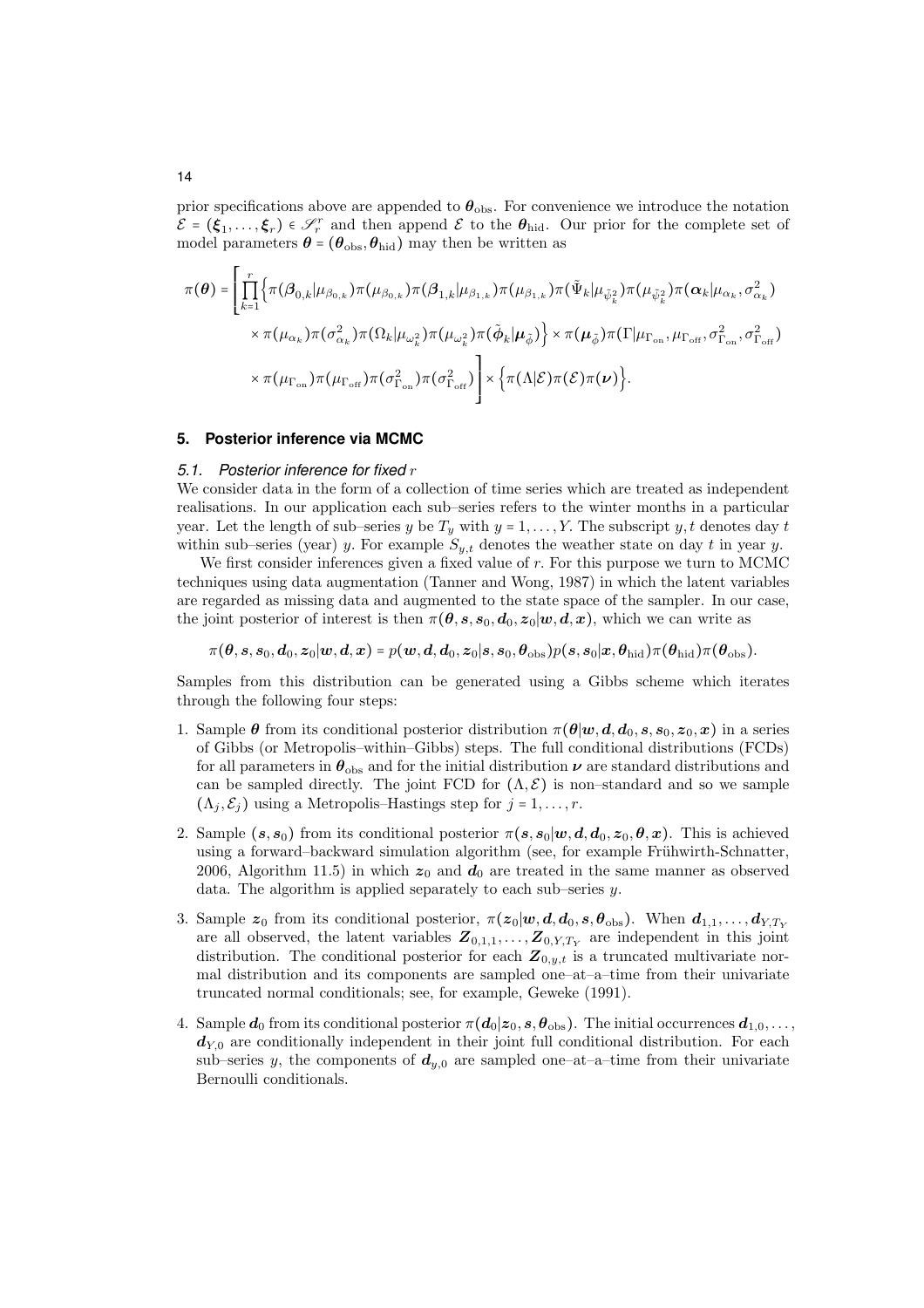prior specifications above are appended to $\boldsymbol{\theta}_{\text{obs}}$. For convenience we introduce the notation $\mathcal{E} = (\boldsymbol{\xi}_1, \ldots, \boldsymbol{\xi}_r) \in \mathscr{S}_r^r$ and then append $\mathcal{E}$ to the $\boldsymbol{\theta}_{\text{hid}}$. Our prior for the complete set of model parameters $\boldsymbol{\theta} = (\boldsymbol{\theta}_{\text{obs}}, \boldsymbol{\theta}_{\text{hid}})$ may then be written as

$$\pi(\boldsymbol{\theta}) = \left[ \prod_{k=1}^{r} \Big\{ \pi(\boldsymbol{\beta}_{0,k}|\mu_{\beta_{0,k}}) \pi(\mu_{\beta_{0,k}}) \pi(\boldsymbol{\beta}_{1,k}|\mu_{\beta_{1,k}}) \pi(\mu_{\beta_{1,k}}) \pi(\tilde{\Psi}_k|\mu_{\tilde{\psi}_k^2}) \pi(\mu_{\tilde{\psi}_k^2}) \pi(\boldsymbol{\alpha}_k|\mu_{\alpha_k}, \sigma_{\alpha_k}^2) \right.$$
$$\times \pi(\mu_{\alpha_k}) \pi(\sigma_{\alpha_k}^2) \pi(\Omega_k|\mu_{\omega_k^2}) \pi(\mu_{\omega_k^2}) \pi(\tilde{\boldsymbol{\phi}}_k|\boldsymbol{\mu}_{\tilde{\phi}}) \Big\} \times \pi(\boldsymbol{\mu}_{\tilde{\phi}}) \pi(\Gamma|\mu_{\Gamma_{\text{on}}}, \mu_{\Gamma_{\text{off}}}, \sigma_{\Gamma_{\text{on}}}^2, \sigma_{\Gamma_{\text{off}}}^2)$$
$$\left. \times \pi(\mu_{\Gamma_{\text{on}}}) \pi(\mu_{\Gamma_{\text{off}}}) \pi(\sigma_{\Gamma_{\text{on}}}^2) \pi(\sigma_{\Gamma_{\text{off}}}^2) \right] \times \Big\{ \pi(\Lambda|\mathcal{E}) \pi(\mathcal{E}) \pi(\boldsymbol{\nu}) \Big\}.$$

## 5. Posterior inference via MCMC

### 5.1. Posterior inference for fixed $r$

We consider data in the form of a collection of time series which are treated as independent realisations. In our application each sub–series refers to the winter months in a particular year. Let the length of sub–series $y$ be $T_y$ with $y = 1, \ldots, Y$. The subscript $y, t$ denotes day $t$ within sub–series (year) $y$. For example $S_{y,t}$ denotes the weather state on day $t$ in year $y$.

We first consider inferences given a fixed value of $r$. For this purpose we turn to MCMC techniques using data augmentation (Tanner and Wong, 1987) in which the latent variables are regarded as missing data and augmented to the state space of the sampler. In our case, the joint posterior of interest is then $\pi(\boldsymbol{\theta}, \boldsymbol{s}, \boldsymbol{s}_0, \boldsymbol{d}_0, \boldsymbol{z}_0|\boldsymbol{w}, \boldsymbol{d}, \boldsymbol{x})$, which we can write as

$$\pi(\boldsymbol{\theta}, \boldsymbol{s}, \boldsymbol{s}_0, \boldsymbol{d}_0, \boldsymbol{z}_0|\boldsymbol{w}, \boldsymbol{d}, \boldsymbol{x}) = p(\boldsymbol{w}, \boldsymbol{d}, \boldsymbol{d}_0, \boldsymbol{z}_0|\boldsymbol{s}, \boldsymbol{s}_0, \boldsymbol{\theta}_{\text{obs}}) p(\boldsymbol{s}, \boldsymbol{s}_0|\boldsymbol{x}, \boldsymbol{\theta}_{\text{hid}}) \pi(\boldsymbol{\theta}_{\text{hid}}) \pi(\boldsymbol{\theta}_{\text{obs}}).$$

Samples from this distribution can be generated using a Gibbs scheme which iterates through the following four steps:

1. Sample $\boldsymbol{\theta}$ from its conditional posterior distribution $\pi(\boldsymbol{\theta}|\boldsymbol{w}, \boldsymbol{d}, \boldsymbol{d}_0, \boldsymbol{s}, \boldsymbol{s}_0, \boldsymbol{z}_0, \boldsymbol{x})$ in a series of Gibbs (or Metropolis–within–Gibbs) steps. The full conditional distributions (FCDs) for all parameters in $\boldsymbol{\theta}_{\text{obs}}$ and for the initial distribution $\boldsymbol{\nu}$ are standard distributions and can be sampled directly. The joint FCD for $(\Lambda, \mathcal{E})$ is non–standard and so we sample $(\Lambda_j, \mathcal{E}_j)$ using a Metropolis–Hastings step for $j = 1, \ldots, r$.
2. Sample $(\boldsymbol{s}, \boldsymbol{s}_0)$ from its conditional posterior $\pi(\boldsymbol{s}, \boldsymbol{s}_0|\boldsymbol{w}, \boldsymbol{d}, \boldsymbol{d}_0, \boldsymbol{z}_0, \boldsymbol{\theta}, \boldsymbol{x})$. This is achieved using a forward–backward simulation algorithm (see, for example Frühwirth-Schnatter, 2006, Algorithm 11.5) in which $\boldsymbol{z}_0$ and $\boldsymbol{d}_0$ are treated in the same manner as observed data. The algorithm is applied separately to each sub–series $y$.
3. Sample $\boldsymbol{z}_0$ from its conditional posterior, $\pi(\boldsymbol{z}_0|\boldsymbol{w}, \boldsymbol{d}, \boldsymbol{d}_0, \boldsymbol{s}, \boldsymbol{\theta}_{\text{obs}})$. When $\boldsymbol{d}_{1,1}, \ldots, \boldsymbol{d}_{Y,T_Y}$ are all observed, the latent variables $\boldsymbol{Z}_{0,1,1}, \ldots, \boldsymbol{Z}_{0,Y,T_Y}$ are independent in this joint distribution. The conditional posterior for each $\boldsymbol{Z}_{0,y,t}$ is a truncated multivariate normal distribution and its components are sampled one–at–a–time from their univariate truncated normal conditionals; see, for example, Geweke (1991).
4. Sample $\boldsymbol{d}_0$ from its conditional posterior $\pi(\boldsymbol{d}_0|\boldsymbol{z}_0, \boldsymbol{s}, \boldsymbol{\theta}_{\text{obs}})$. The initial occurrences $\boldsymbol{d}_{1,0}, \ldots, \boldsymbol{d}_{Y,0}$ are conditionally independent in their joint full conditional distribution. For each sub–series $y$, the components of $\boldsymbol{d}_{y,0}$ are sampled one–at–a–time from their univariate Bernoulli conditionals.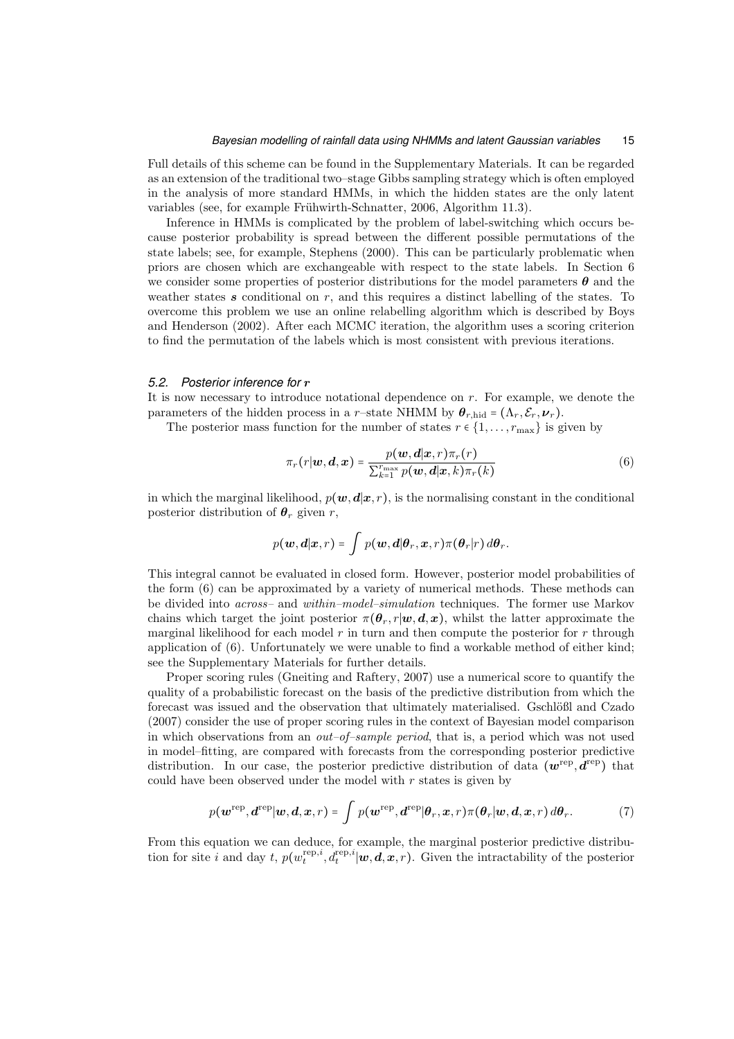Full details of this scheme can be found in the Supplementary Materials. It can be regarded as an extension of the traditional two–stage Gibbs sampling strategy which is often employed in the analysis of more standard HMMs, in which the hidden states are the only latent variables (see, for example Frühwirth-Schnatter, 2006, Algorithm 11.3).

Inference in HMMs is complicated by the problem of label-switching which occurs because posterior probability is spread between the different possible permutations of the state labels; see, for example, Stephens (2000). This can be particularly problematic when priors are chosen which are exchangeable with respect to the state labels. In Section 6 we consider some properties of posterior distributions for the model parameters $\boldsymbol{\theta}$ and the weather states $\boldsymbol{s}$ conditional on $r$, and this requires a distinct labelling of the states. To overcome this problem we use an online relabelling algorithm which is described by Boys and Henderson (2002). After each MCMC iteration, the algorithm uses a scoring criterion to find the permutation of the labels which is most consistent with previous iterations.

### *5.2. Posterior inference for* $\boldsymbol{r}$

It is now necessary to introduce notational dependence on $r$. For example, we denote the parameters of the hidden process in a $r$–state NHMM by $\boldsymbol{\theta}_{r,\text{hid}} = (\Lambda_r, \mathcal{E}_r, \boldsymbol{\nu}_r)$.

The posterior mass function for the number of states $r \in \{1, \ldots, r_{\max}\}$ is given by

$$\pi_r(r|\boldsymbol{w}, \boldsymbol{d}, \boldsymbol{x}) = \frac{p(\boldsymbol{w}, \boldsymbol{d}|\boldsymbol{x}, r)\pi_r(r)}{\sum_{k=1}^{r_{\max}} p(\boldsymbol{w}, \boldsymbol{d}|\boldsymbol{x}, k)\pi_r(k)} \tag{6}$$

in which the marginal likelihood, $p(\boldsymbol{w}, \boldsymbol{d}|\boldsymbol{x}, r)$, is the normalising constant in the conditional posterior distribution of $\boldsymbol{\theta}_r$ given $r$,

$$p(\boldsymbol{w}, \boldsymbol{d}|\boldsymbol{x}, r) = \int p(\boldsymbol{w}, \boldsymbol{d}|\boldsymbol{\theta}_r, \boldsymbol{x}, r)\pi(\boldsymbol{\theta}_r|r)\, d\boldsymbol{\theta}_r.$$

This integral cannot be evaluated in closed form. However, posterior model probabilities of the form (6) can be approximated by a variety of numerical methods. These methods can be divided into *across*– and *within–model–simulation* techniques. The former use Markov chains which target the joint posterior $\pi(\boldsymbol{\theta}_r, r|\boldsymbol{w}, \boldsymbol{d}, \boldsymbol{x})$, whilst the latter approximate the marginal likelihood for each model $r$ in turn and then compute the posterior for $r$ through application of (6). Unfortunately we were unable to find a workable method of either kind; see the Supplementary Materials for further details.

Proper scoring rules (Gneiting and Raftery, 2007) use a numerical score to quantify the quality of a probabilistic forecast on the basis of the predictive distribution from which the forecast was issued and the observation that ultimately materialised. Gschlößl and Czado (2007) consider the use of proper scoring rules in the context of Bayesian model comparison in which observations from an *out–of–sample period*, that is, a period which was not used in model–fitting, are compared with forecasts from the corresponding posterior predictive distribution. In our case, the posterior predictive distribution of data $(\boldsymbol{w}^{\text{rep}}, \boldsymbol{d}^{\text{rep}})$ that could have been observed under the model with $r$ states is given by

$$p(\boldsymbol{w}^{\text{rep}}, \boldsymbol{d}^{\text{rep}}|\boldsymbol{w}, \boldsymbol{d}, \boldsymbol{x}, r) = \int p(\boldsymbol{w}^{\text{rep}}, \boldsymbol{d}^{\text{rep}}|\boldsymbol{\theta}_r, \boldsymbol{x}, r)\pi(\boldsymbol{\theta}_r|\boldsymbol{w}, \boldsymbol{d}, \boldsymbol{x}, r)\, d\boldsymbol{\theta}_r. \tag{7}$$

From this equation we can deduce, for example, the marginal posterior predictive distribution for site $i$ and day $t$, $p(w_t^{\text{rep},i}, d_t^{\text{rep},i}|\boldsymbol{w}, \boldsymbol{d}, \boldsymbol{x}, r)$. Given the intractability of the posterior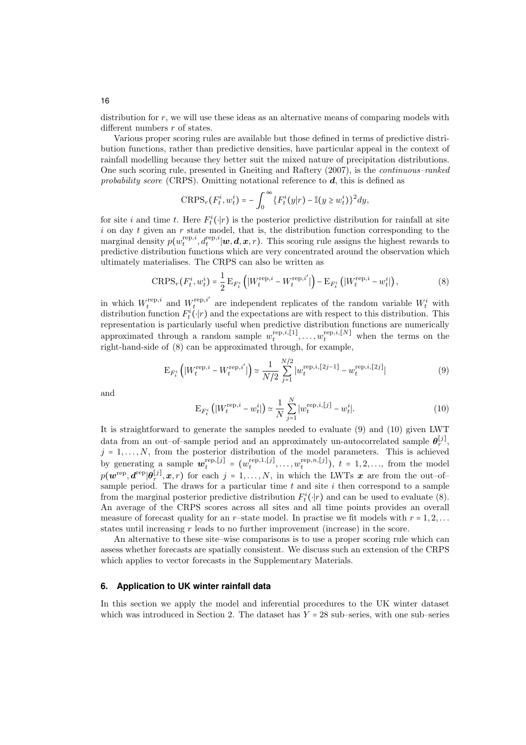distribution for $r$, we will use these ideas as an alternative means of comparing models with different numbers $r$ of states.

Various proper scoring rules are available but those defined in terms of predictive distribution functions, rather than predictive densities, have particular appeal in the context of rainfall modelling because they better suit the mixed nature of precipitation distributions. One such scoring rule, presented in Gneiting and Raftery (2007), is the *continuous–ranked probability score* (CRPS). Omitting notational reference to $\boldsymbol{d}$, this is defined as

$$\text{CRPS}_r(F_t^i, w_t^i) = -\int_0^\infty \{F_t^i(y|r) - \mathbb{I}(y \geq w_t^i)\}^2 dy,$$

for site $i$ and time $t$. Here $F_t^i(\cdot|r)$ is the posterior predictive distribution for rainfall at site $i$ on day $t$ given an $r$ state model, that is, the distribution function corresponding to the marginal density $p(w_t^{\text{rep},i}, d_t^{\text{rep},i}|\boldsymbol{w}, \boldsymbol{d}, \boldsymbol{x}, r)$. This scoring rule assigns the highest rewards to predictive distribution functions which are very concentrated around the observation which ultimately materialises. The CRPS can also be written as

$$\text{CRPS}_r(F_t^i, w_t^i) = \frac{1}{2}\,\text{E}_{F_t^i}\left(|W_t^{\text{rep},i} - W_t^{\text{rep},i'}|\right) - \text{E}_{F_t^i}\left(|W_t^{\text{rep},i} - w_t^i|\right), \tag{8}$$

in which $W_t^{\text{rep},i}$ and $W_t^{\text{rep},i'}$ are independent replicates of the random variable $W_t^i$ with distribution function $F_t^i(\cdot|r)$ and the expectations are with respect to this distribution. This representation is particularly useful when predictive distribution functions are numerically approximated through a random sample $w_t^{\text{rep},i,[1]}, \ldots, w_t^{\text{rep},i,[N]}$ when the terms on the right-hand-side of (8) can be approximated through, for example,

$$\text{E}_{F_t^i}\left(|W_t^{\text{rep},i} - W_t^{\text{rep},i'}|\right) \simeq \frac{1}{N/2}\sum_{j=1}^{N/2} |w_t^{\text{rep},i,[2j-1]} - w_t^{\text{rep},i,[2j]}| \tag{9}$$

and

$$\text{E}_{F_t^i}\left(|W_t^{\text{rep},i} - w_t^i|\right) \simeq \frac{1}{N}\sum_{j=1}^{N} |w_t^{\text{rep},i,[j]} - w_t^i|. \tag{10}$$

It is straightforward to generate the samples needed to evaluate (9) and (10) given LWT data from an out–of–sample period and an approximately un-autocorrelated sample $\boldsymbol{\theta}_r^{[j]}$, $j = 1, \ldots, N$, from the posterior distribution of the model parameters. This is achieved by generating a sample $\boldsymbol{w}_t^{\text{rep},[j]} = (w_t^{\text{rep},1,[j]}, \ldots, w_t^{\text{rep},n,[j]})$, $t = 1, 2, \ldots$, from the model $p(\boldsymbol{w}^{\text{rep}}, \boldsymbol{d}^{\text{rep}}|\boldsymbol{\theta}_r^{[j]}, \boldsymbol{x}, r)$ for each $j = 1, \ldots, N$, in which the LWTs $\boldsymbol{x}$ are from the out–of–sample period. The draws for a particular time $t$ and site $i$ then correspond to a sample from the marginal posterior predictive distribution $F_t^i(\cdot|r)$ and can be used to evaluate (8). An average of the CRPS scores across all sites and all time points provides an overall measure of forecast quality for an $r$–state model. In practise we fit models with $r = 1, 2, \ldots$ states until increasing $r$ leads to no further improvement (increase) in the score.

An alternative to these site–wise comparisons is to use a proper scoring rule which can assess whether forecasts are spatially consistent. We discuss such an extension of the CRPS which applies to vector forecasts in the Supplementary Materials.

## 6. Application to UK winter rainfall data

In this section we apply the model and inferential procedures to the UK winter dataset which was introduced in Section 2. The dataset has $Y = 28$ sub–series, with one sub–series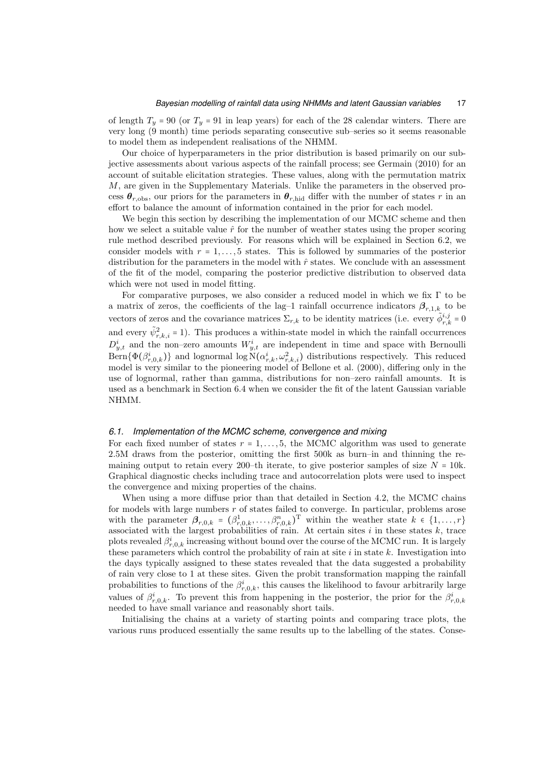of length $T_y = 90$ (or $T_y = 91$ in leap years) for each of the 28 calendar winters. There are very long (9 month) time periods separating consecutive sub–series so it seems reasonable to model them as independent realisations of the NHMM.

Our choice of hyperparameters in the prior distribution is based primarily on our subjective assessments about various aspects of the rainfall process; see Germain (2010) for an account of suitable elicitation strategies. These values, along with the permutation matrix $M$, are given in the Supplementary Materials. Unlike the parameters in the observed process $\boldsymbol{\theta}_{r,\text{obs}}$, our priors for the parameters in $\boldsymbol{\theta}_{r,\text{hid}}$ differ with the number of states $r$ in an effort to balance the amount of information contained in the prior for each model.

We begin this section by describing the implementation of our MCMC scheme and then how we select a suitable value $\hat{r}$ for the number of weather states using the proper scoring rule method described previously. For reasons which will be explained in Section 6.2, we consider models with $r = 1, \ldots, 5$ states. This is followed by summaries of the posterior distribution for the parameters in the model with $\hat{r}$ states. We conclude with an assessment of the fit of the model, comparing the posterior predictive distribution to observed data which were not used in model fitting.

For comparative purposes, we also consider a reduced model in which we fix $\Gamma$ to be a matrix of zeros, the coefficients of the lag–1 rainfall occurrence indicators $\boldsymbol{\beta}_{r,1,k}$ to be vectors of zeros and the covariance matrices $\Sigma_{r,k}$ to be identity matrices (i.e. every $\tilde{\phi}^{i,j}_{r,k} = 0$ and every $\tilde{\psi}^2_{r,k,i} = 1$). This produces a within-state model in which the rainfall occurrences $D^i_{y,t}$ and the non–zero amounts $W^i_{y,t}$ are independent in time and space with Bernoulli $\text{Bern}\{\Phi(\beta^i_{r,0,k})\}$ and lognormal $\log \text{N}(\alpha^i_{r,k}, \omega^2_{r,k,i})$ distributions respectively. This reduced model is very similar to the pioneering model of Bellone et al. (2000), differing only in the use of lognormal, rather than gamma, distributions for non–zero rainfall amounts. It is used as a benchmark in Section 6.4 when we consider the fit of the latent Gaussian variable NHMM.

### *6.1. Implementation of the MCMC scheme, convergence and mixing*

For each fixed number of states $r = 1, \ldots, 5$, the MCMC algorithm was used to generate 2.5M draws from the posterior, omitting the first 500k as burn–in and thinning the remaining output to retain every 200–th iterate, to give posterior samples of size $N = 10\text{k}$. Graphical diagnostic checks including trace and autocorrelation plots were used to inspect the convergence and mixing properties of the chains.

When using a more diffuse prior than that detailed in Section 4.2, the MCMC chains for models with large numbers $r$ of states failed to converge. In particular, problems arose with the parameter $\boldsymbol{\beta}_{r,0,k} = (\beta^1_{r,0,k}, \ldots, \beta^n_{r,0,k})^{\text{T}}$ within the weather state $k \in \{1, \ldots, r\}$ associated with the largest probabilities of rain. At certain sites $i$ in these states $k$, trace plots revealed $\beta^i_{r,0,k}$ increasing without bound over the course of the MCMC run. It is largely these parameters which control the probability of rain at site $i$ in state $k$. Investigation into the days typically assigned to these states revealed that the data suggested a probability of rain very close to 1 at these sites. Given the probit transformation mapping the rainfall probabilities to functions of the $\beta^i_{r,0,k}$, this causes the likelihood to favour arbitrarily large values of $\beta^i_{r,0,k}$. To prevent this from happening in the posterior, the prior for the $\beta^i_{r,0,k}$ needed to have small variance and reasonably short tails.

Initialising the chains at a variety of starting points and comparing trace plots, the various runs produced essentially the same results up to the labelling of the states. Conse-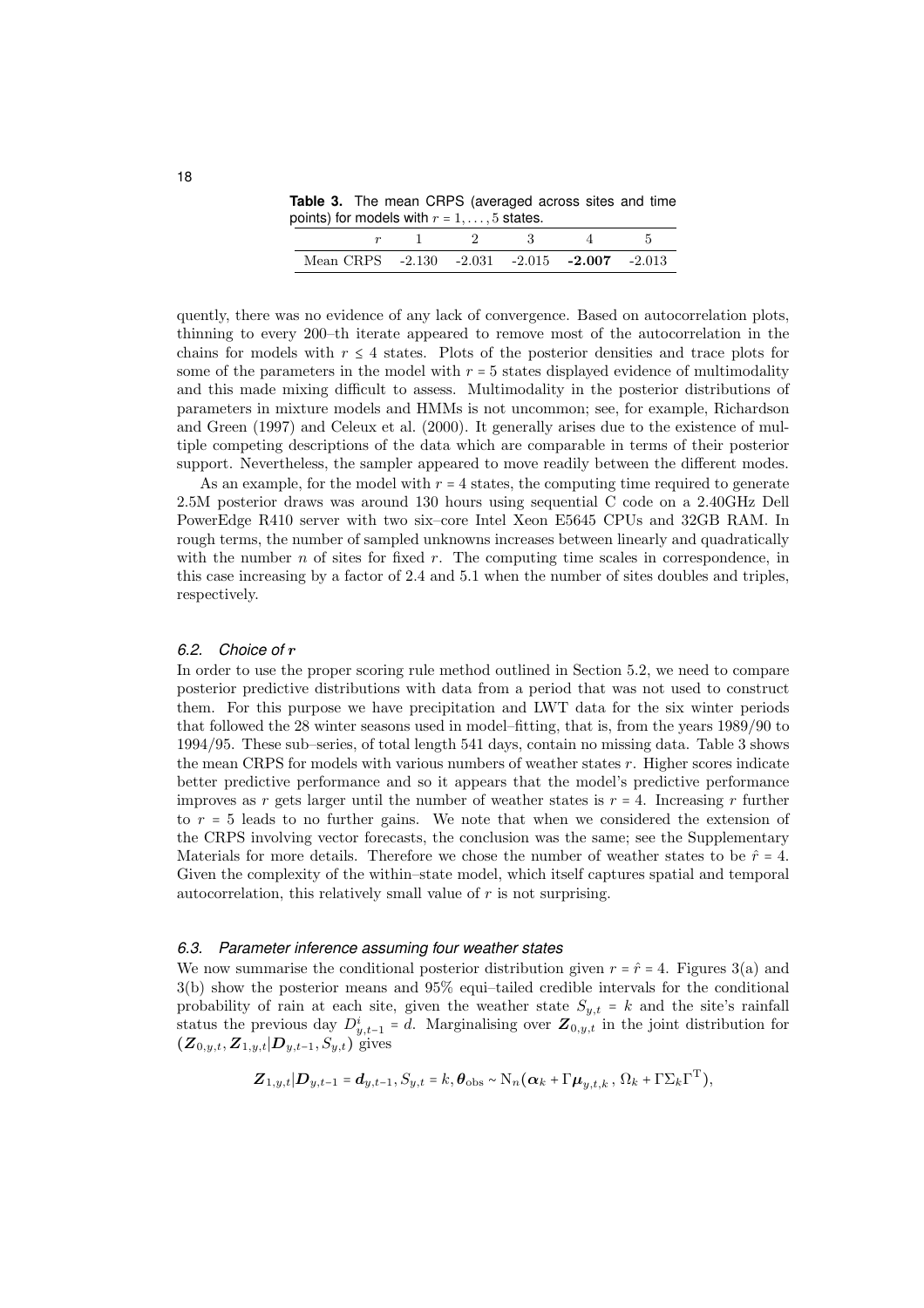**Table 3.** The mean CRPS (averaged across sites and time points) for models with $r = 1, \ldots, 5$ states.

| $r$ | 1 | 2 | 3 | 4 | 5 |
|---|---|---|---|---|---|
| Mean CRPS | -2.130 | -2.031 | -2.015 | **-2.007** | -2.013 |

quently, there was no evidence of any lack of convergence. Based on autocorrelation plots, thinning to every 200–th iterate appeared to remove most of the autocorrelation in the chains for models with $r \leq 4$ states. Plots of the posterior densities and trace plots for some of the parameters in the model with $r = 5$ states displayed evidence of multimodality and this made mixing difficult to assess. Multimodality in the posterior distributions of parameters in mixture models and HMMs is not uncommon; see, for example, Richardson and Green (1997) and Celeux et al. (2000). It generally arises due to the existence of multiple competing descriptions of the data which are comparable in terms of their posterior support. Nevertheless, the sampler appeared to move readily between the different modes.

As an example, for the model with $r = 4$ states, the computing time required to generate 2.5M posterior draws was around 130 hours using sequential C code on a 2.40GHz Dell PowerEdge R410 server with two six–core Intel Xeon E5645 CPUs and 32GB RAM. In rough terms, the number of sampled unknowns increases between linearly and quadratically with the number $n$ of sites for fixed $r$. The computing time scales in correspondence, in this case increasing by a factor of 2.4 and 5.1 when the number of sites doubles and triples, respectively.

### 6.2. *Choice of* $r$

In order to use the proper scoring rule method outlined in Section 5.2, we need to compare posterior predictive distributions with data from a period that was not used to construct them. For this purpose we have precipitation and LWT data for the six winter periods that followed the 28 winter seasons used in model–fitting, that is, from the years 1989/90 to 1994/95. These sub–series, of total length 541 days, contain no missing data. Table 3 shows the mean CRPS for models with various numbers of weather states $r$. Higher scores indicate better predictive performance and so it appears that the model's predictive performance improves as $r$ gets larger until the number of weather states is $r = 4$. Increasing $r$ further to $r = 5$ leads to no further gains. We note that when we considered the extension of the CRPS involving vector forecasts, the conclusion was the same; see the Supplementary Materials for more details. Therefore we chose the number of weather states to be $\hat{r} = 4$. Given the complexity of the within–state model, which itself captures spatial and temporal autocorrelation, this relatively small value of $r$ is not surprising.

### 6.3. *Parameter inference assuming four weather states*

We now summarise the conditional posterior distribution given $r = \hat{r} = 4$. Figures 3(a) and 3(b) show the posterior means and 95% equi–tailed credible intervals for the conditional probability of rain at each site, given the weather state $S_{y,t} = k$ and the site's rainfall status the previous day $D^i_{y,t-1} = d$. Marginalising over $\boldsymbol{Z}_{0,y,t}$ in the joint distribution for $(\boldsymbol{Z}_{0,y,t}, \boldsymbol{Z}_{1,y,t} | \boldsymbol{D}_{y,t-1}, S_{y,t})$ gives

$$\boldsymbol{Z}_{1,y,t} | \boldsymbol{D}_{y,t-1} = \boldsymbol{d}_{y,t-1}, S_{y,t} = k, \boldsymbol{\theta}_{\text{obs}} \sim \text{N}_n(\boldsymbol{\alpha}_k + \Gamma \boldsymbol{\mu}_{y,t,k}\,,\, \Omega_k + \Gamma \Sigma_k \Gamma^{\text{T}}),$$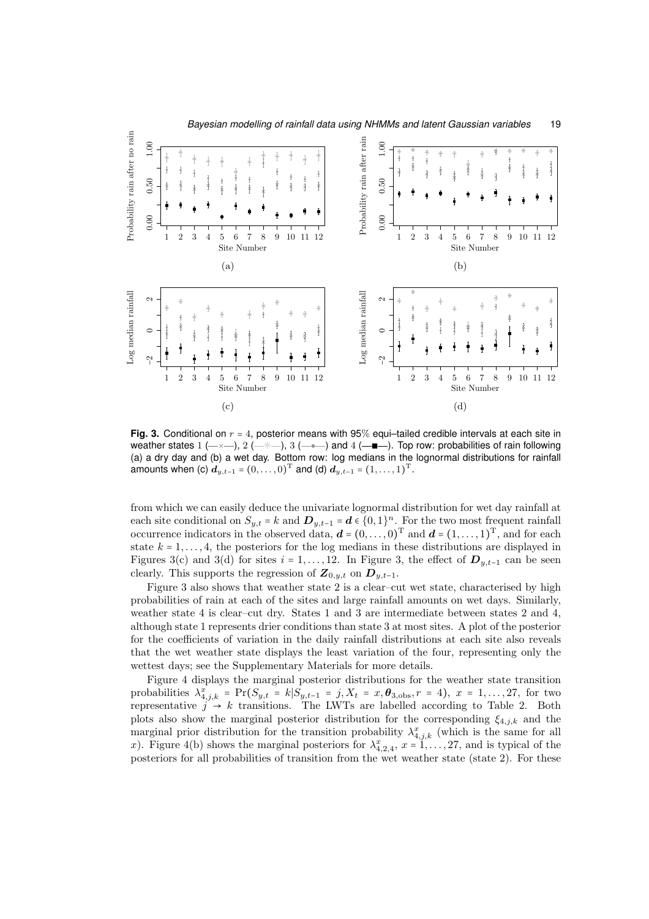**Fig. 3.** Conditional on $r = 4$, posterior means with 95% equi–tailed credible intervals at each site in weather states 1 (—×—), 2 (—*—), 3 (—•—) and 4 (—■—). Top row: probabilities of rain following (a) a dry day and (b) a wet day. Bottom row: log medians in the lognormal distributions for rainfall amounts when (c) $\boldsymbol{d}_{y,t-1} = (0, \ldots, 0)^{\mathrm{T}}$ and (d) $\boldsymbol{d}_{y,t-1} = (1, \ldots, 1)^{\mathrm{T}}$.

from which we can easily deduce the univariate lognormal distribution for wet day rainfall at each site conditional on $S_{y,t} = k$ and $\boldsymbol{D}_{y,t-1} = \boldsymbol{d} \in \{0,1\}^n$. For the two most frequent rainfall occurrence indicators in the observed data, $\boldsymbol{d} = (0, \ldots, 0)^{\mathrm{T}}$ and $\boldsymbol{d} = (1, \ldots, 1)^{\mathrm{T}}$, and for each state $k = 1, \ldots, 4$, the posteriors for the log medians in these distributions are displayed in Figures 3(c) and 3(d) for sites $i = 1, \ldots, 12$. In Figure 3, the effect of $\boldsymbol{D}_{y,t-1}$ can be seen clearly. This supports the regression of $\boldsymbol{Z}_{0,y,t}$ on $\boldsymbol{D}_{y,t-1}$.

Figure 3 also shows that weather state 2 is a clear–cut wet state, characterised by high probabilities of rain at each of the sites and large rainfall amounts on wet days. Similarly, weather state 4 is clear–cut dry. States 1 and 3 are intermediate between states 2 and 4, although state 1 represents drier conditions than state 3 at most sites. A plot of the posterior for the coefficients of variation in the daily rainfall distributions at each site also reveals that the wet weather state displays the least variation of the four, representing only the wettest days; see the Supplementary Materials for more details.

Figure 4 displays the marginal posterior distributions for the weather state transition probabilities $\lambda^{x}_{4,j,k} = \Pr(S_{y,t} = k | S_{y,t-1} = j, X_t = x, \boldsymbol{\theta}_{3,\text{obs}}, r = 4)$, $x = 1, \ldots, 27$, for two representative $j \to k$ transitions. The LWTs are labelled according to Table 2. Both plots also show the marginal posterior distribution for the corresponding $\xi_{4,j,k}$ and the marginal prior distribution for the transition probability $\lambda^{x}_{4,j,k}$ (which is the same for all $x$). Figure 4(b) shows the marginal posteriors for $\lambda^{x}_{4,2,4}$, $x = 1, \ldots, 27$, and is typical of the posteriors for all probabilities of transition from the wet weather state (state 2). For these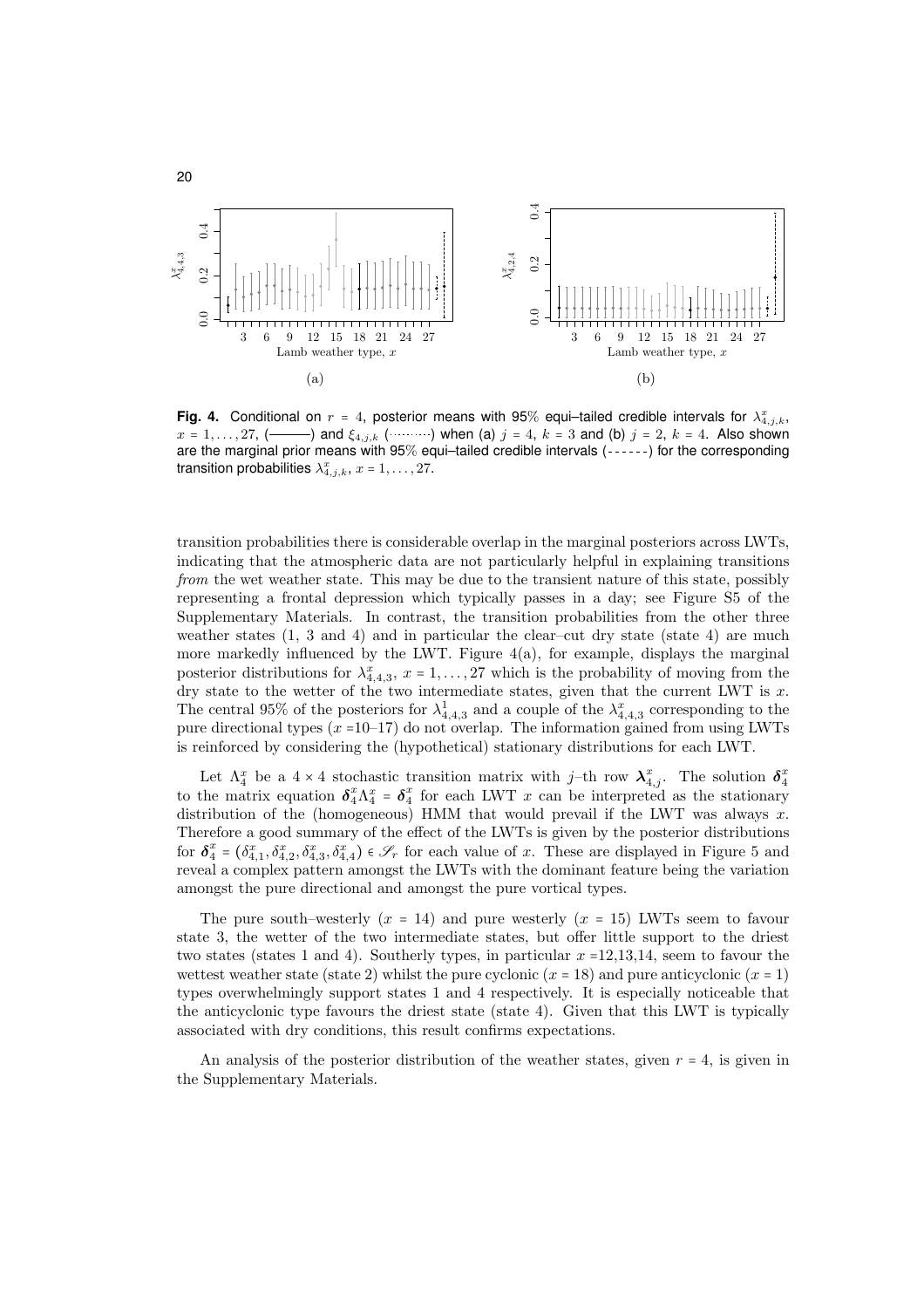**Fig. 4.** Conditional on $r = 4$, posterior means with 95% equi–tailed credible intervals for $\lambda^x_{4,j,k}$, $x = 1, \ldots, 27$, (———) and $\xi_{4,j,k}$ (·········) when (a) $j = 4$, $k = 3$ and (b) $j = 2$, $k = 4$. Also shown are the marginal prior means with 95% equi–tailed credible intervals (- - - - - -) for the corresponding transition probabilities $\lambda^x_{4,j,k}$, $x = 1, \ldots, 27$.

transition probabilities there is considerable overlap in the marginal posteriors across LWTs, indicating that the atmospheric data are not particularly helpful in explaining transitions *from* the wet weather state. This may be due to the transient nature of this state, possibly representing a frontal depression which typically passes in a day; see Figure S5 of the Supplementary Materials. In contrast, the transition probabilities from the other three weather states (1, 3 and 4) and in particular the clear–cut dry state (state 4) are much more markedly influenced by the LWT. Figure 4(a), for example, displays the marginal posterior distributions for $\lambda^x_{4,4,3}$, $x = 1, \ldots, 27$ which is the probability of moving from the dry state to the wetter of the two intermediate states, given that the current LWT is $x$. The central 95% of the posteriors for $\lambda^1_{4,4,3}$ and a couple of the $\lambda^x_{4,4,3}$ corresponding to the pure directional types ($x$ =10–17) do not overlap. The information gained from using LWTs is reinforced by considering the (hypothetical) stationary distributions for each LWT.

Let $\Lambda^x_4$ be a $4 \times 4$ stochastic transition matrix with $j$–th row $\boldsymbol{\lambda}^x_{4,j}$. The solution $\boldsymbol{\delta}^x_4$ to the matrix equation $\boldsymbol{\delta}^x_4 \Lambda^x_4 = \boldsymbol{\delta}^x_4$ for each LWT $x$ can be interpreted as the stationary distribution of the (homogeneous) HMM that would prevail if the LWT was always $x$. Therefore a good summary of the effect of the LWTs is given by the posterior distributions for $\boldsymbol{\delta}^x_4 = (\delta^x_{4,1}, \delta^x_{4,2}, \delta^x_{4,3}, \delta^x_{4,4}) \in \mathscr{S}_r$ for each value of $x$. These are displayed in Figure 5 and reveal a complex pattern amongst the LWTs with the dominant feature being the variation amongst the pure directional and amongst the pure vortical types.

The pure south–westerly ($x = 14$) and pure westerly ($x = 15$) LWTs seem to favour state 3, the wetter of the two intermediate states, but offer little support to the driest two states (states 1 and 4). Southerly types, in particular $x$ =12,13,14, seem to favour the wettest weather state (state 2) whilst the pure cyclonic ($x = 18$) and pure anticyclonic ($x = 1$) types overwhelmingly support states 1 and 4 respectively. It is especially noticeable that the anticyclonic type favours the driest state (state 4). Given that this LWT is typically associated with dry conditions, this result confirms expectations.

An analysis of the posterior distribution of the weather states, given $r = 4$, is given in the Supplementary Materials.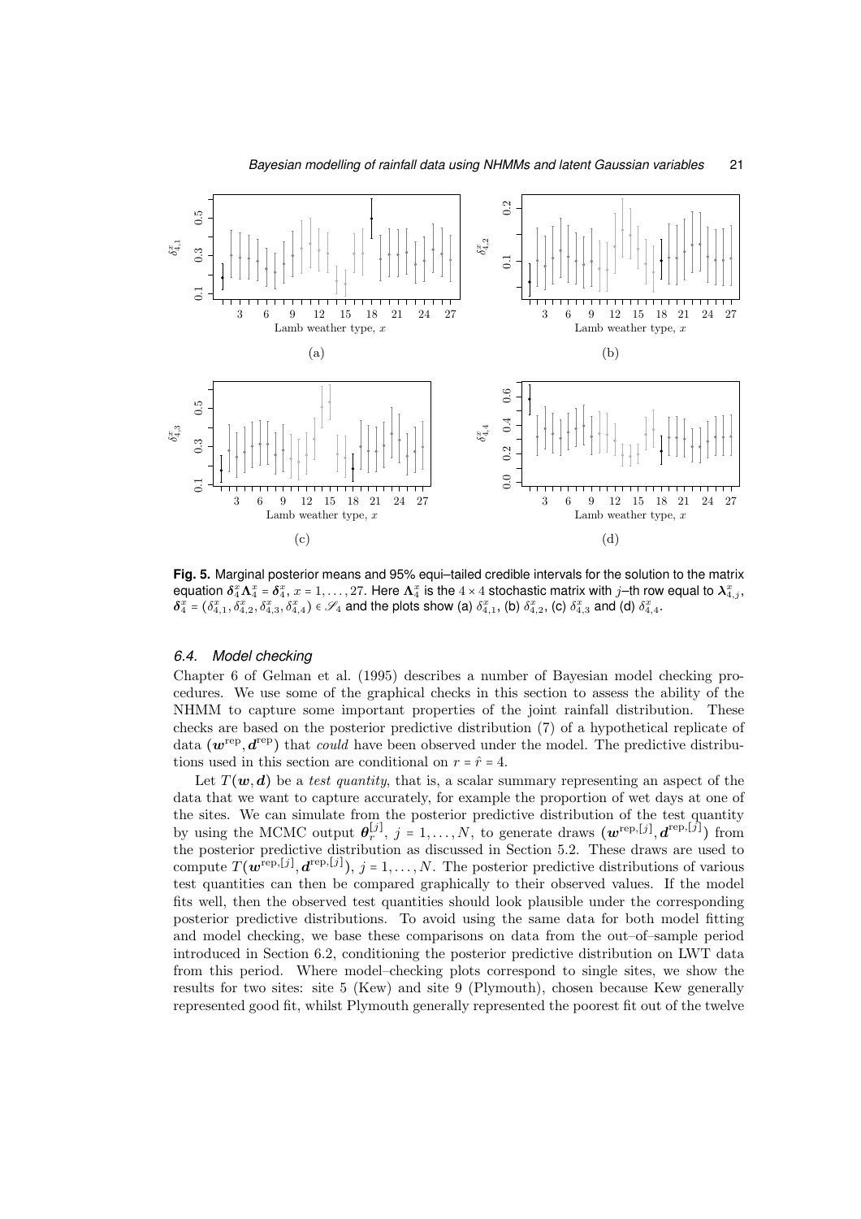**Fig. 5.** Marginal posterior means and 95% equi–tailed credible intervals for the solution to the matrix equation $\boldsymbol{\delta}_4^x \boldsymbol{\Lambda}_4^x = \boldsymbol{\delta}_4^x$, $x = 1, \ldots, 27$. Here $\boldsymbol{\Lambda}_4^x$ is the $4 \times 4$ stochastic matrix with $j$–th row equal to $\boldsymbol{\lambda}_{4,j}^x$, $\boldsymbol{\delta}_4^x = (\delta_{4,1}^x, \delta_{4,2}^x, \delta_{4,3}^x, \delta_{4,4}^x) \in \mathscr{S}_4$ and the plots show (a) $\delta_{4,1}^x$, (b) $\delta_{4,2}^x$, (c) $\delta_{4,3}^x$ and (d) $\delta_{4,4}^x$.

### 6.4. Model checking

Chapter 6 of Gelman et al. (1995) describes a number of Bayesian model checking procedures. We use some of the graphical checks in this section to assess the ability of the NHMM to capture some important properties of the joint rainfall distribution. These checks are based on the posterior predictive distribution (7) of a hypothetical replicate of data $(\boldsymbol{w}^{\text{rep}}, \boldsymbol{d}^{\text{rep}})$ that *could* have been observed under the model. The predictive distributions used in this section are conditional on $r = \hat{r} = 4$.

Let $T(\boldsymbol{w}, \boldsymbol{d})$ be a *test quantity*, that is, a scalar summary representing an aspect of the data that we want to capture accurately, for example the proportion of wet days at one of the sites. We can simulate from the posterior predictive distribution of the test quantity by using the MCMC output $\boldsymbol{\theta}_r^{[j]}$, $j = 1, \ldots, N$, to generate draws $(\boldsymbol{w}^{\text{rep},[j]}, \boldsymbol{d}^{\text{rep},[j]})$ from the posterior predictive distribution as discussed in Section 5.2. These draws are used to compute $T(\boldsymbol{w}^{\text{rep},[j]}, \boldsymbol{d}^{\text{rep},[j]})$, $j = 1, \ldots, N$. The posterior predictive distributions of various test quantities can then be compared graphically to their observed values. If the model fits well, then the observed test quantities should look plausible under the corresponding posterior predictive distributions. To avoid using the same data for both model fitting and model checking, we base these comparisons on data from the out–of–sample period introduced in Section 6.2, conditioning the posterior predictive distribution on LWT data from this period. Where model–checking plots correspond to single sites, we show the results for two sites: site 5 (Kew) and site 9 (Plymouth), chosen because Kew generally represented good fit, whilst Plymouth generally represented the poorest fit out of the twelve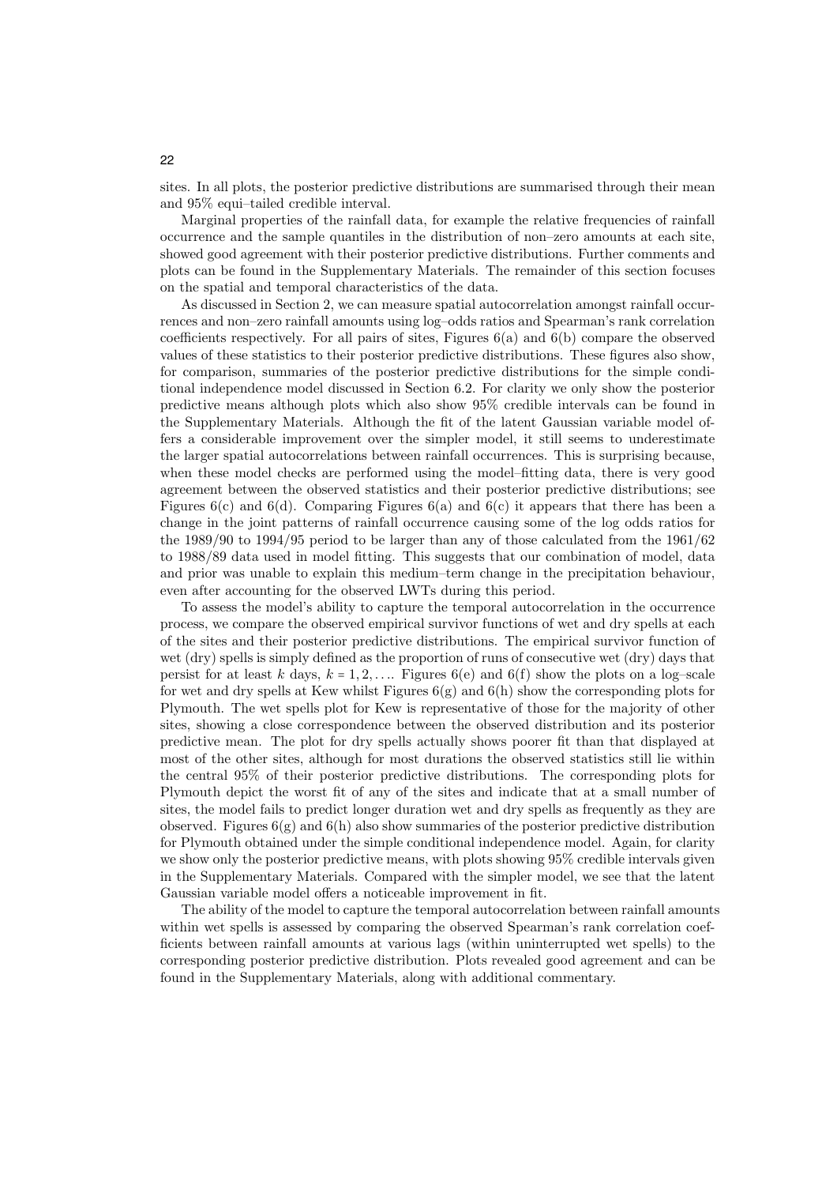sites. In all plots, the posterior predictive distributions are summarised through their mean and 95% equi–tailed credible interval.

Marginal properties of the rainfall data, for example the relative frequencies of rainfall occurrence and the sample quantiles in the distribution of non–zero amounts at each site, showed good agreement with their posterior predictive distributions. Further comments and plots can be found in the Supplementary Materials. The remainder of this section focuses on the spatial and temporal characteristics of the data.

As discussed in Section 2, we can measure spatial autocorrelation amongst rainfall occurrences and non–zero rainfall amounts using log–odds ratios and Spearman's rank correlation coefficients respectively. For all pairs of sites, Figures 6(a) and 6(b) compare the observed values of these statistics to their posterior predictive distributions. These figures also show, for comparison, summaries of the posterior predictive distributions for the simple conditional independence model discussed in Section 6.2. For clarity we only show the posterior predictive means although plots which also show 95% credible intervals can be found in the Supplementary Materials. Although the fit of the latent Gaussian variable model offers a considerable improvement over the simpler model, it still seems to underestimate the larger spatial autocorrelations between rainfall occurrences. This is surprising because, when these model checks are performed using the model–fitting data, there is very good agreement between the observed statistics and their posterior predictive distributions; see Figures 6(c) and 6(d). Comparing Figures 6(a) and 6(c) it appears that there has been a change in the joint patterns of rainfall occurrence causing some of the log odds ratios for the 1989/90 to 1994/95 period to be larger than any of those calculated from the 1961/62 to 1988/89 data used in model fitting. This suggests that our combination of model, data and prior was unable to explain this medium–term change in the precipitation behaviour, even after accounting for the observed LWTs during this period.

To assess the model's ability to capture the temporal autocorrelation in the occurrence process, we compare the observed empirical survivor functions of wet and dry spells at each of the sites and their posterior predictive distributions. The empirical survivor function of wet (dry) spells is simply defined as the proportion of runs of consecutive wet (dry) days that persist for at least $k$ days, $k = 1, 2, \ldots$. Figures 6(e) and 6(f) show the plots on a log–scale for wet and dry spells at Kew whilst Figures 6(g) and 6(h) show the corresponding plots for Plymouth. The wet spells plot for Kew is representative of those for the majority of other sites, showing a close correspondence between the observed distribution and its posterior predictive mean. The plot for dry spells actually shows poorer fit than that displayed at most of the other sites, although for most durations the observed statistics still lie within the central 95% of their posterior predictive distributions. The corresponding plots for Plymouth depict the worst fit of any of the sites and indicate that at a small number of sites, the model fails to predict longer duration wet and dry spells as frequently as they are observed. Figures 6(g) and 6(h) also show summaries of the posterior predictive distribution for Plymouth obtained under the simple conditional independence model. Again, for clarity we show only the posterior predictive means, with plots showing 95% credible intervals given in the Supplementary Materials. Compared with the simpler model, we see that the latent Gaussian variable model offers a noticeable improvement in fit.

The ability of the model to capture the temporal autocorrelation between rainfall amounts within wet spells is assessed by comparing the observed Spearman's rank correlation coefficients between rainfall amounts at various lags (within uninterrupted wet spells) to the corresponding posterior predictive distribution. Plots revealed good agreement and can be found in the Supplementary Materials, along with additional commentary.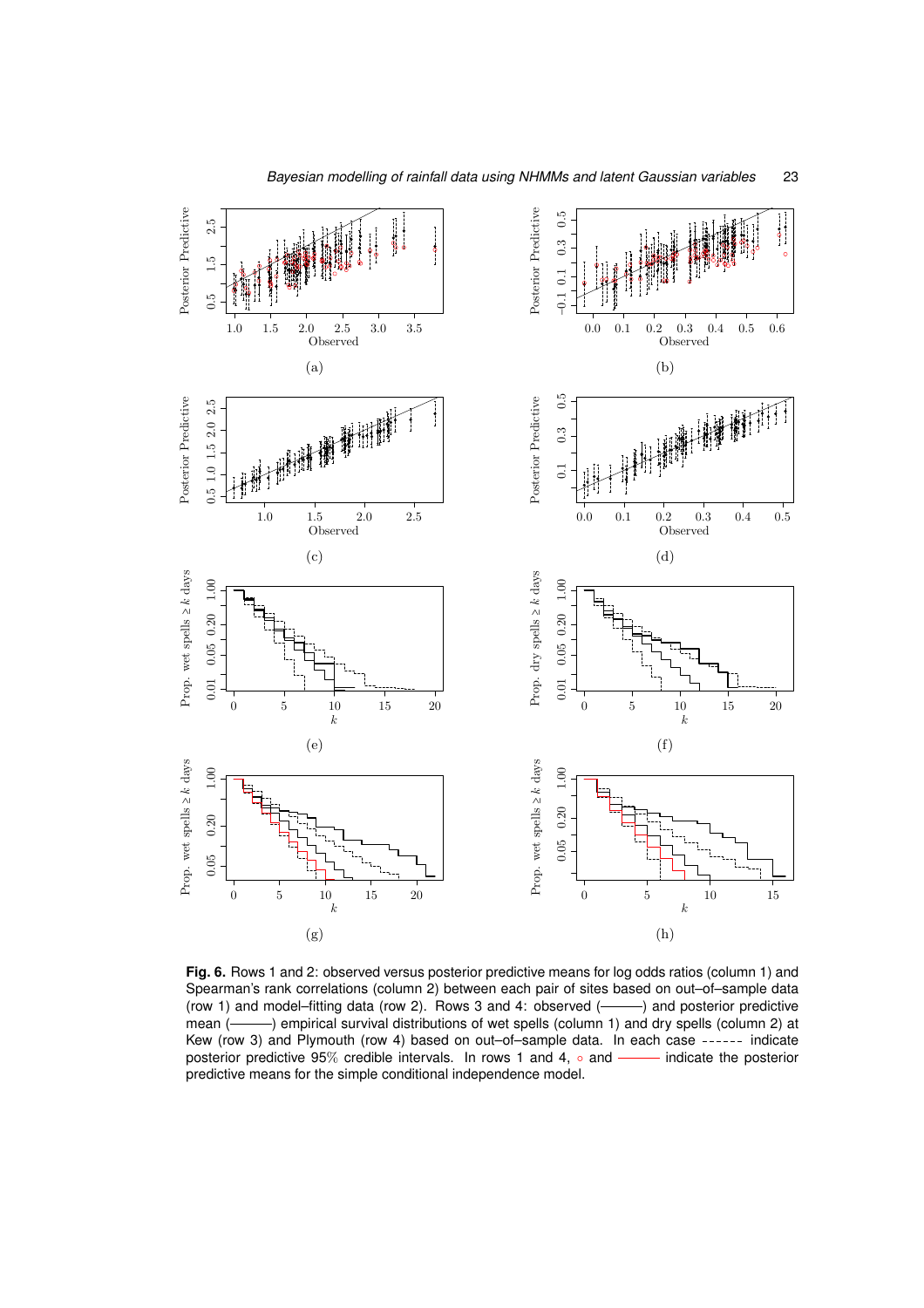**Fig. 6.** Rows 1 and 2: observed versus posterior predictive means for log odds ratios (column 1) and Spearman's rank correlations (column 2) between each pair of sites based on out–of–sample data (row 1) and model–fitting data (row 2). Rows 3 and 4: observed (———) and posterior predictive mean (———) empirical survival distributions of wet spells (column 1) and dry spells (column 2) at Kew (row 3) and Plymouth (row 4) based on out–of–sample data. In each case - - - - - - indicate posterior predictive 95% credible intervals. In rows 1 and 4, ∘ and ——— indicate the posterior predictive means for the simple conditional independence model.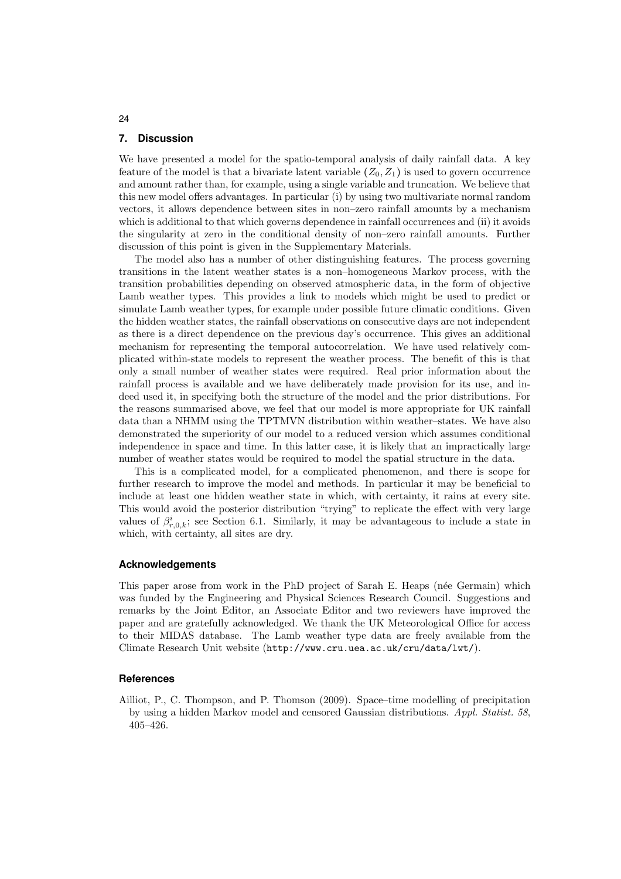## 7. Discussion

We have presented a model for the spatio-temporal analysis of daily rainfall data. A key feature of the model is that a bivariate latent variable $(Z_0, Z_1)$ is used to govern occurrence and amount rather than, for example, using a single variable and truncation. We believe that this new model offers advantages. In particular (i) by using two multivariate normal random vectors, it allows dependence between sites in non–zero rainfall amounts by a mechanism which is additional to that which governs dependence in rainfall occurrences and (ii) it avoids the singularity at zero in the conditional density of non–zero rainfall amounts. Further discussion of this point is given in the Supplementary Materials.

The model also has a number of other distinguishing features. The process governing transitions in the latent weather states is a non–homogeneous Markov process, with the transition probabilities depending on observed atmospheric data, in the form of objective Lamb weather types. This provides a link to models which might be used to predict or simulate Lamb weather types, for example under possible future climatic conditions. Given the hidden weather states, the rainfall observations on consecutive days are not independent as there is a direct dependence on the previous day's occurrence. This gives an additional mechanism for representing the temporal autocorrelation. We have used relatively complicated within-state models to represent the weather process. The benefit of this is that only a small number of weather states were required. Real prior information about the rainfall process is available and we have deliberately made provision for its use, and indeed used it, in specifying both the structure of the model and the prior distributions. For the reasons summarised above, we feel that our model is more appropriate for UK rainfall data than a NHMM using the TPTMVN distribution within weather–states. We have also demonstrated the superiority of our model to a reduced version which assumes conditional independence in space and time. In this latter case, it is likely that an impractically large number of weather states would be required to model the spatial structure in the data.

This is a complicated model, for a complicated phenomenon, and there is scope for further research to improve the model and methods. In particular it may be beneficial to include at least one hidden weather state in which, with certainty, it rains at every site. This would avoid the posterior distribution "trying" to replicate the effect with very large values of $\beta^{i}_{r,0,k}$; see Section 6.1. Similarly, it may be advantageous to include a state in which, with certainty, all sites are dry.

### Acknowledgements

This paper arose from work in the PhD project of Sarah E. Heaps (née Germain) which was funded by the Engineering and Physical Sciences Research Council. Suggestions and remarks by the Joint Editor, an Associate Editor and two reviewers have improved the paper and are gratefully acknowledged. We thank the UK Meteorological Office for access to their MIDAS database. The Lamb weather type data are freely available from the Climate Research Unit website (http://www.cru.uea.ac.uk/cru/data/lwt/).

### References

Ailliot, P., C. Thompson, and P. Thomson (2009). Space–time modelling of precipitation by using a hidden Markov model and censored Gaussian distributions. *Appl. Statist. 58*, 405–426.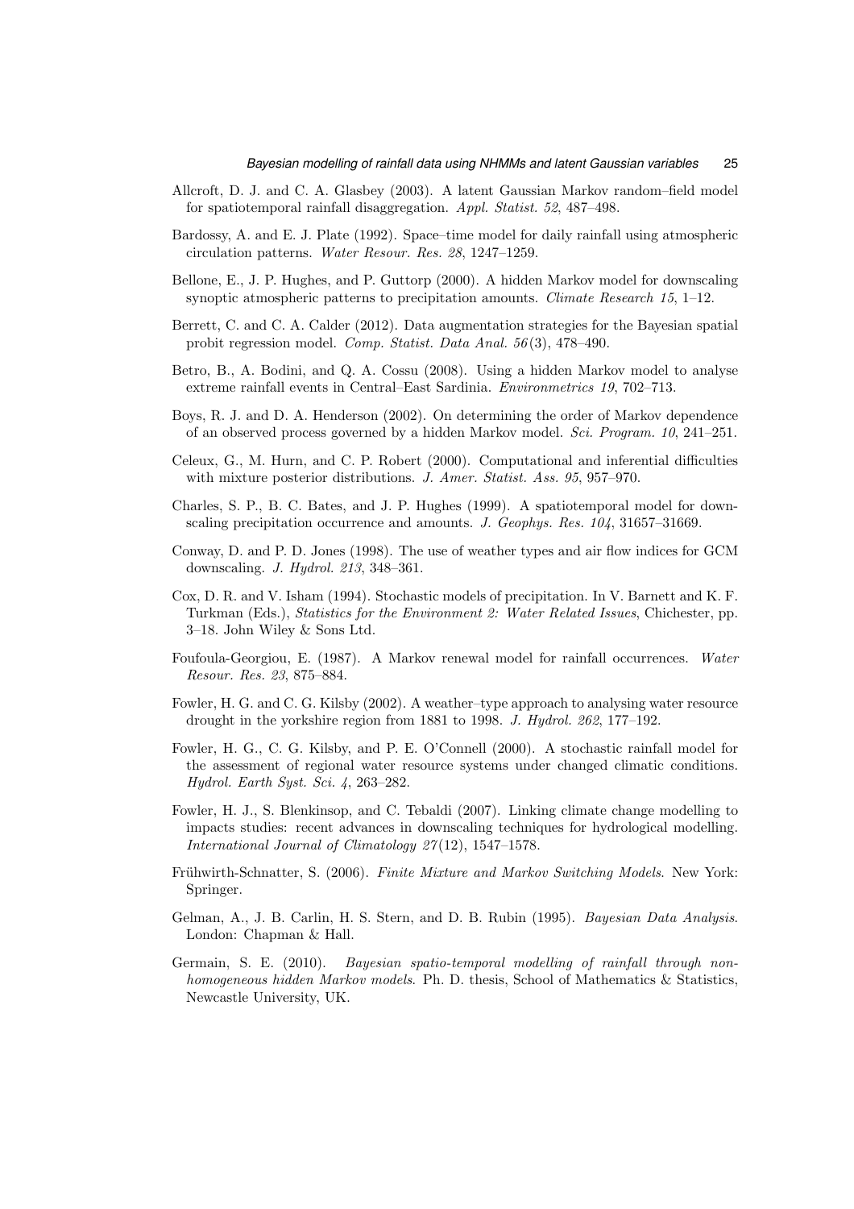Allcroft, D. J. and C. A. Glasbey (2003). A latent Gaussian Markov random–field model for spatiotemporal rainfall disaggregation. *Appl. Statist. 52*, 487–498.

Bardossy, A. and E. J. Plate (1992). Space–time model for daily rainfall using atmospheric circulation patterns. *Water Resour. Res. 28*, 1247–1259.

Bellone, E., J. P. Hughes, and P. Guttorp (2000). A hidden Markov model for downscaling synoptic atmospheric patterns to precipitation amounts. *Climate Research 15*, 1–12.

Berrett, C. and C. A. Calder (2012). Data augmentation strategies for the Bayesian spatial probit regression model. *Comp. Statist. Data Anal. 56*(3), 478–490.

Betro, B., A. Bodini, and Q. A. Cossu (2008). Using a hidden Markov model to analyse extreme rainfall events in Central–East Sardinia. *Environmetrics 19*, 702–713.

Boys, R. J. and D. A. Henderson (2002). On determining the order of Markov dependence of an observed process governed by a hidden Markov model. *Sci. Program. 10*, 241–251.

Celeux, G., M. Hurn, and C. P. Robert (2000). Computational and inferential difficulties with mixture posterior distributions. *J. Amer. Statist. Ass. 95*, 957–970.

Charles, S. P., B. C. Bates, and J. P. Hughes (1999). A spatiotemporal model for downscaling precipitation occurrence and amounts. *J. Geophys. Res. 104*, 31657–31669.

Conway, D. and P. D. Jones (1998). The use of weather types and air flow indices for GCM downscaling. *J. Hydrol. 213*, 348–361.

Cox, D. R. and V. Isham (1994). Stochastic models of precipitation. In V. Barnett and K. F. Turkman (Eds.), *Statistics for the Environment 2: Water Related Issues*, Chichester, pp. 3–18. John Wiley & Sons Ltd.

Foufoula-Georgiou, E. (1987). A Markov renewal model for rainfall occurrences. *Water Resour. Res. 23*, 875–884.

Fowler, H. G. and C. G. Kilsby (2002). A weather–type approach to analysing water resource drought in the yorkshire region from 1881 to 1998. *J. Hydrol. 262*, 177–192.

Fowler, H. G., C. G. Kilsby, and P. E. O'Connell (2000). A stochastic rainfall model for the assessment of regional water resource systems under changed climatic conditions. *Hydrol. Earth Syst. Sci. 4*, 263–282.

Fowler, H. J., S. Blenkinsop, and C. Tebaldi (2007). Linking climate change modelling to impacts studies: recent advances in downscaling techniques for hydrological modelling. *International Journal of Climatology 27*(12), 1547–1578.

Frühwirth-Schnatter, S. (2006). *Finite Mixture and Markov Switching Models.* New York: Springer.

Gelman, A., J. B. Carlin, H. S. Stern, and D. B. Rubin (1995). *Bayesian Data Analysis*. London: Chapman & Hall.

Germain, S. E. (2010). *Bayesian spatio-temporal modelling of rainfall through non-homogeneous hidden Markov models.* Ph. D. thesis, School of Mathematics & Statistics, Newcastle University, UK.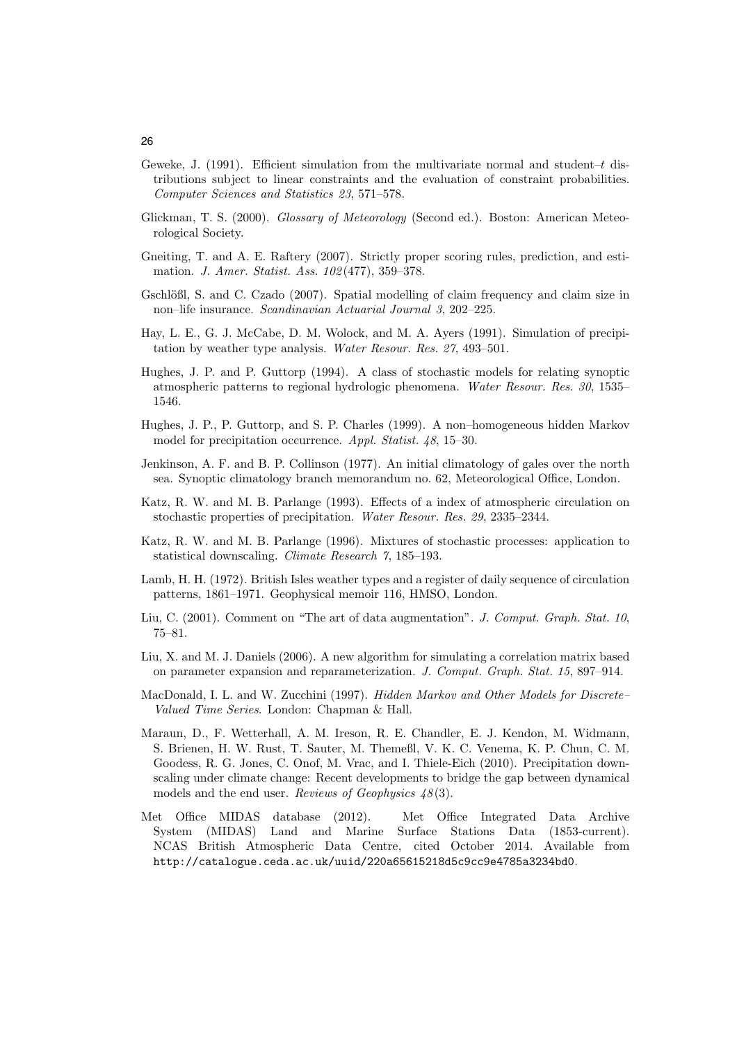Geweke, J. (1991). Efficient simulation from the multivariate normal and student–$t$ distributions subject to linear constraints and the evaluation of constraint probabilities. *Computer Sciences and Statistics 23*, 571–578.

Glickman, T. S. (2000). *Glossary of Meteorology* (Second ed.). Boston: American Meteorological Society.

Gneiting, T. and A. E. Raftery (2007). Strictly proper scoring rules, prediction, and estimation. *J. Amer. Statist. Ass. 102*(477), 359–378.

Gschlößl, S. and C. Czado (2007). Spatial modelling of claim frequency and claim size in non–life insurance. *Scandinavian Actuarial Journal 3*, 202–225.

Hay, L. E., G. J. McCabe, D. M. Wolock, and M. A. Ayers (1991). Simulation of precipitation by weather type analysis. *Water Resour. Res. 27*, 493–501.

Hughes, J. P. and P. Guttorp (1994). A class of stochastic models for relating synoptic atmospheric patterns to regional hydrologic phenomena. *Water Resour. Res. 30*, 1535–1546.

Hughes, J. P., P. Guttorp, and S. P. Charles (1999). A non–homogeneous hidden Markov model for precipitation occurrence. *Appl. Statist. 48*, 15–30.

Jenkinson, A. F. and B. P. Collinson (1977). An initial climatology of gales over the north sea. Synoptic climatology branch memorandum no. 62, Meteorological Office, London.

Katz, R. W. and M. B. Parlange (1993). Effects of a index of atmospheric circulation on stochastic properties of precipitation. *Water Resour. Res. 29*, 2335–2344.

Katz, R. W. and M. B. Parlange (1996). Mixtures of stochastic processes: application to statistical downscaling. *Climate Research 7*, 185–193.

Lamb, H. H. (1972). British Isles weather types and a register of daily sequence of circulation patterns, 1861–1971. Geophysical memoir 116, HMSO, London.

Liu, C. (2001). Comment on "The art of data augmentation". *J. Comput. Graph. Stat. 10*, 75–81.

Liu, X. and M. J. Daniels (2006). A new algorithm for simulating a correlation matrix based on parameter expansion and reparameterization. *J. Comput. Graph. Stat. 15*, 897–914.

MacDonald, I. L. and W. Zucchini (1997). *Hidden Markov and Other Models for Discrete–Valued Time Series*. London: Chapman & Hall.

Maraun, D., F. Wetterhall, A. M. Ireson, R. E. Chandler, E. J. Kendon, M. Widmann, S. Brienen, H. W. Rust, T. Sauter, M. Themeßl, V. K. C. Venema, K. P. Chun, C. M. Goodess, R. G. Jones, C. Onof, M. Vrac, and I. Thiele-Eich (2010). Precipitation downscaling under climate change: Recent developments to bridge the gap between dynamical models and the end user. *Reviews of Geophysics 48*(3).

Met Office MIDAS database (2012). Met Office Integrated Data Archive System (MIDAS) Land and Marine Surface Stations Data (1853-current). NCAS British Atmospheric Data Centre, cited October 2014. Available from `http://catalogue.ceda.ac.uk/uuid/220a65615218d5c9cc9e4785a3234bd0`.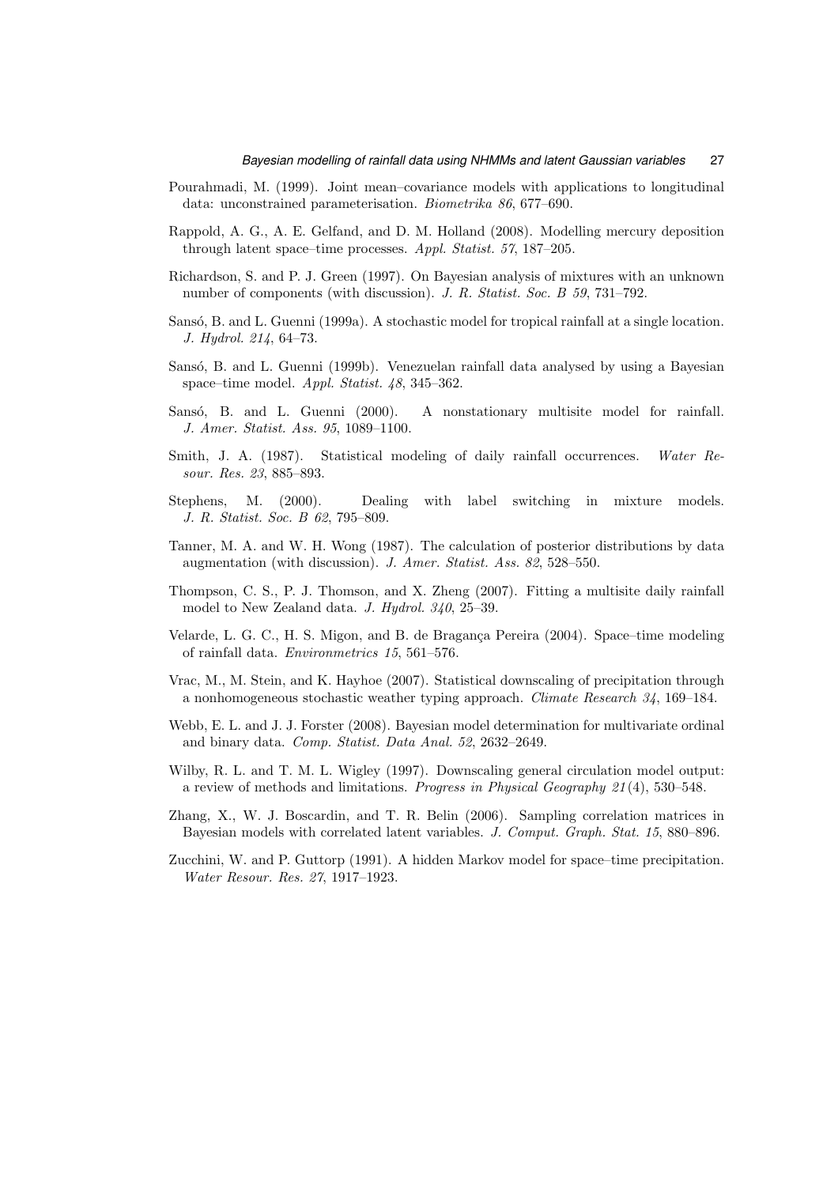Pourahmadi, M. (1999). Joint mean–covariance models with applications to longitudinal data: unconstrained parameterisation. *Biometrika 86*, 677–690.

Rappold, A. G., A. E. Gelfand, and D. M. Holland (2008). Modelling mercury deposition through latent space–time processes. *Appl. Statist. 57*, 187–205.

Richardson, S. and P. J. Green (1997). On Bayesian analysis of mixtures with an unknown number of components (with discussion). *J. R. Statist. Soc. B 59*, 731–792.

Sansó, B. and L. Guenni (1999a). A stochastic model for tropical rainfall at a single location. *J. Hydrol. 214*, 64–73.

Sansó, B. and L. Guenni (1999b). Venezuelan rainfall data analysed by using a Bayesian space–time model. *Appl. Statist. 48*, 345–362.

Sansó, B. and L. Guenni (2000). A nonstationary multisite model for rainfall. *J. Amer. Statist. Ass. 95*, 1089–1100.

Smith, J. A. (1987). Statistical modeling of daily rainfall occurrences. *Water Resour. Res. 23*, 885–893.

Stephens, M. (2000). Dealing with label switching in mixture models. *J. R. Statist. Soc. B 62*, 795–809.

Tanner, M. A. and W. H. Wong (1987). The calculation of posterior distributions by data augmentation (with discussion). *J. Amer. Statist. Ass. 82*, 528–550.

Thompson, C. S., P. J. Thomson, and X. Zheng (2007). Fitting a multisite daily rainfall model to New Zealand data. *J. Hydrol. 340*, 25–39.

Velarde, L. G. C., H. S. Migon, and B. de Bragança Pereira (2004). Space–time modeling of rainfall data. *Environmetrics 15*, 561–576.

Vrac, M., M. Stein, and K. Hayhoe (2007). Statistical downscaling of precipitation through a nonhomogeneous stochastic weather typing approach. *Climate Research 34*, 169–184.

Webb, E. L. and J. J. Forster (2008). Bayesian model determination for multivariate ordinal and binary data. *Comp. Statist. Data Anal. 52*, 2632–2649.

Wilby, R. L. and T. M. L. Wigley (1997). Downscaling general circulation model output: a review of methods and limitations. *Progress in Physical Geography 21*(4), 530–548.

Zhang, X., W. J. Boscardin, and T. R. Belin (2006). Sampling correlation matrices in Bayesian models with correlated latent variables. *J. Comput. Graph. Stat. 15*, 880–896.

Zucchini, W. and P. Guttorp (1991). A hidden Markov model for space–time precipitation. *Water Resour. Res. 27*, 1917–1923.